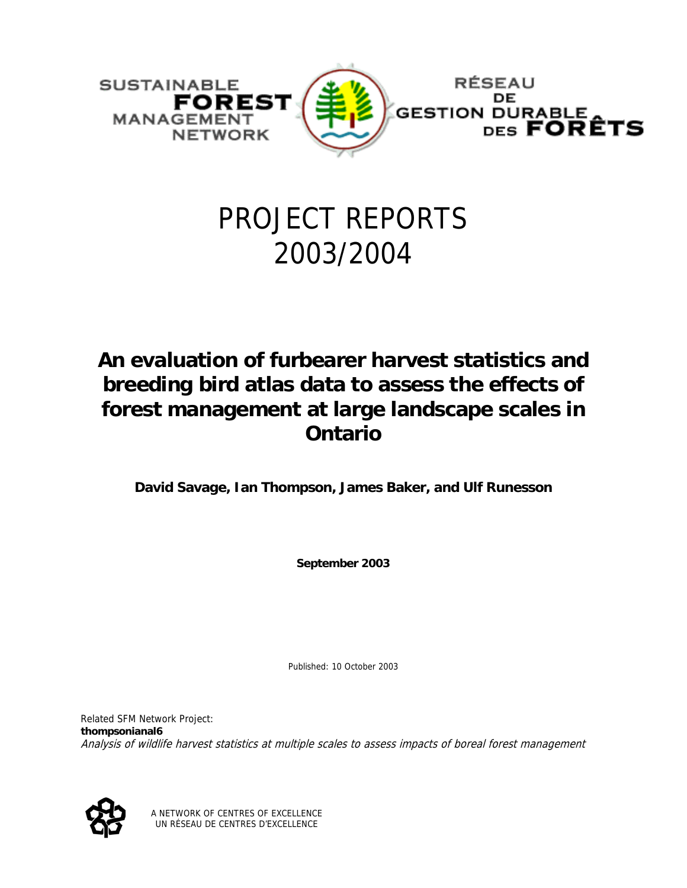SUSTAINABLE FOREST MANAGEMENT NETWORK

RÉSEAU DE GESTION DURABLE DES FORÊTS

# PROJECT REPORTS 2003/2004

## An evaluation of furbearer harvest statistics and breeding bird atlas data to assess the effects of forest management at large landscape scales in Ontario

**David Savage, Ian Thompson, James Baker, and Ulf Runesson**

**September 2003**

Published: 10 October 2003

Related SFM Network Project:
**thompsonianal6**
*Analysis of wildlife harvest statistics at multiple scales to assess impacts of boreal forest management*

A NETWORK OF CENTRES OF EXCELLENCE
UN RÉSEAU DE CENTRES D'EXCELLENCE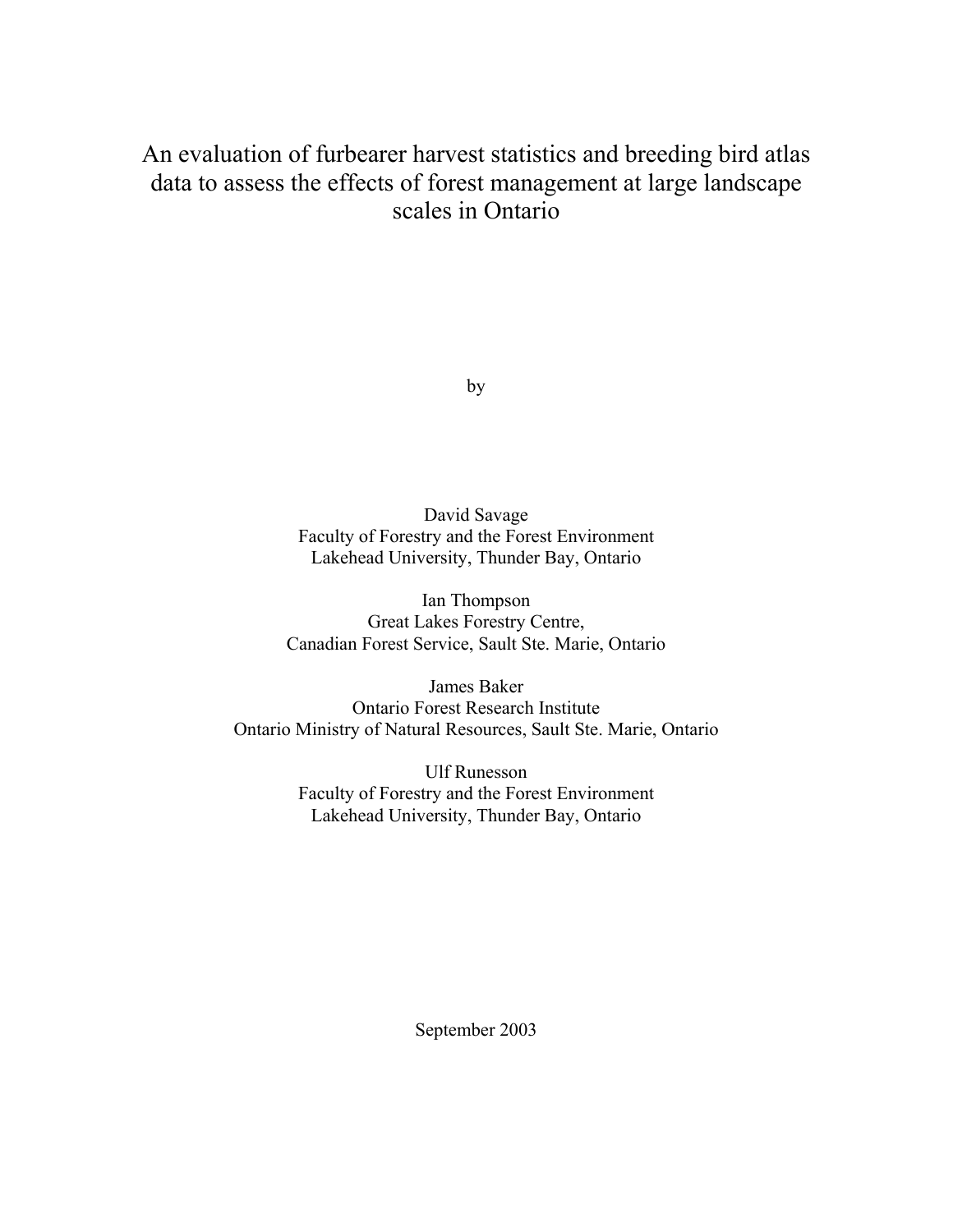# An evaluation of furbearer harvest statistics and breeding bird atlas data to assess the effects of forest management at large landscape scales in Ontario

by

David Savage
Faculty of Forestry and the Forest Environment
Lakehead University, Thunder Bay, Ontario

Ian Thompson
Great Lakes Forestry Centre,
Canadian Forest Service, Sault Ste. Marie, Ontario

James Baker
Ontario Forest Research Institute
Ontario Ministry of Natural Resources, Sault Ste. Marie, Ontario

Ulf Runesson
Faculty of Forestry and the Forest Environment
Lakehead University, Thunder Bay, Ontario

September 2003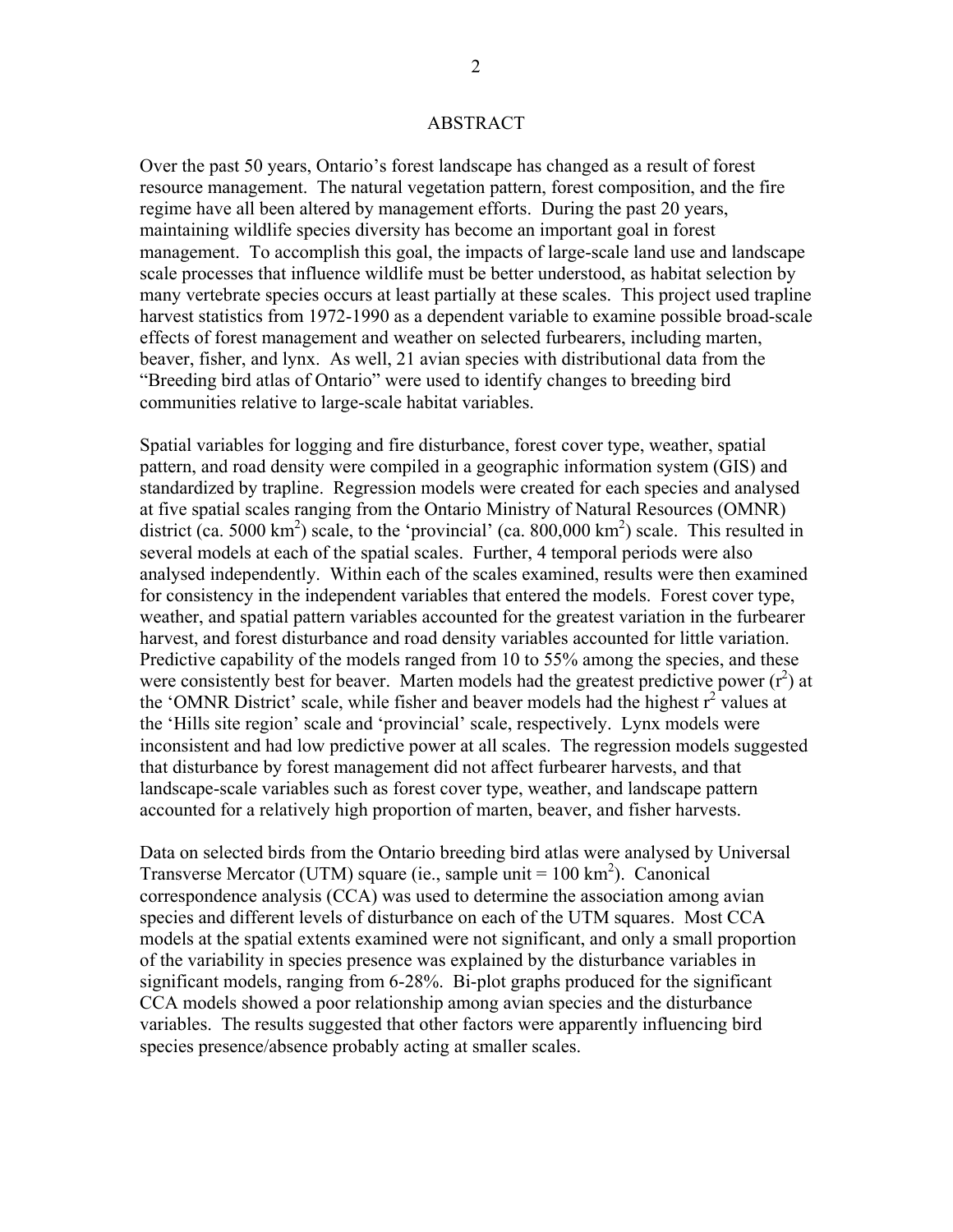# ABSTRACT

Over the past 50 years, Ontario's forest landscape has changed as a result of forest resource management. The natural vegetation pattern, forest composition, and the fire regime have all been altered by management efforts. During the past 20 years, maintaining wildlife species diversity has become an important goal in forest management. To accomplish this goal, the impacts of large-scale land use and landscape scale processes that influence wildlife must be better understood, as habitat selection by many vertebrate species occurs at least partially at these scales. This project used trapline harvest statistics from 1972-1990 as a dependent variable to examine possible broad-scale effects of forest management and weather on selected furbearers, including marten, beaver, fisher, and lynx. As well, 21 avian species with distributional data from the "Breeding bird atlas of Ontario" were used to identify changes to breeding bird communities relative to large-scale habitat variables.

Spatial variables for logging and fire disturbance, forest cover type, weather, spatial pattern, and road density were compiled in a geographic information system (GIS) and standardized by trapline. Regression models were created for each species and analysed at five spatial scales ranging from the Ontario Ministry of Natural Resources (OMNR) district (ca. 5000 $km^2$) scale, to the 'provincial' (ca. 800,000 $km^2$) scale. This resulted in several models at each of the spatial scales. Further, 4 temporal periods were also analysed independently. Within each of the scales examined, results were then examined for consistency in the independent variables that entered the models. Forest cover type, weather, and spatial pattern variables accounted for the greatest variation in the furbearer harvest, and forest disturbance and road density variables accounted for little variation. Predictive capability of the models ranged from 10 to 55% among the species, and these were consistently best for beaver. Marten models had the greatest predictive power ($r^2$) at the 'OMNR District' scale, while fisher and beaver models had the highest $r^2$ values at the 'Hills site region' scale and 'provincial' scale, respectively. Lynx models were inconsistent and had low predictive power at all scales. The regression models suggested that disturbance by forest management did not affect furbearer harvests, and that landscape-scale variables such as forest cover type, weather, and landscape pattern accounted for a relatively high proportion of marten, beaver, and fisher harvests.

Data on selected birds from the Ontario breeding bird atlas were analysed by Universal Transverse Mercator (UTM) square (ie., sample unit = 100 $km^2$). Canonical correspondence analysis (CCA) was used to determine the association among avian species and different levels of disturbance on each of the UTM squares. Most CCA models at the spatial extents examined were not significant, and only a small proportion of the variability in species presence was explained by the disturbance variables in significant models, ranging from 6-28%. Bi-plot graphs produced for the significant CCA models showed a poor relationship among avian species and the disturbance variables. The results suggested that other factors were apparently influencing bird species presence/absence probably acting at smaller scales.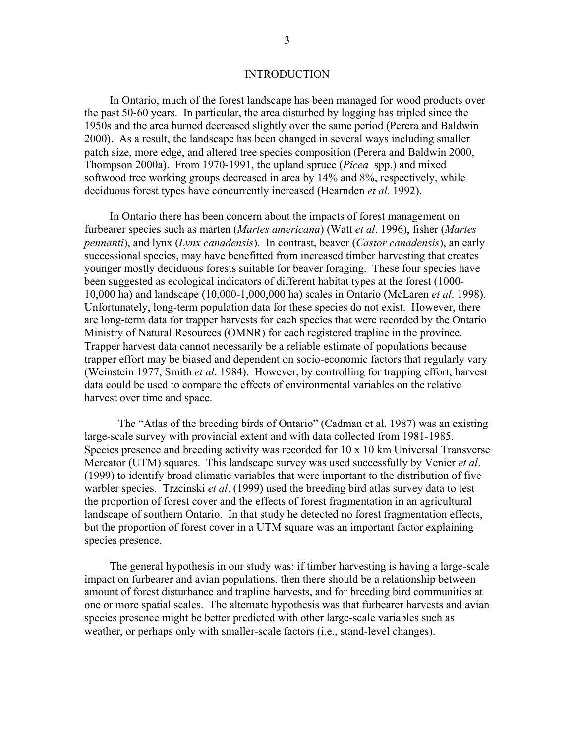## INTRODUCTION

In Ontario, much of the forest landscape has been managed for wood products over the past 50-60 years. In particular, the area disturbed by logging has tripled since the 1950s and the area burned decreased slightly over the same period (Perera and Baldwin 2000). As a result, the landscape has been changed in several ways including smaller patch size, more edge, and altered tree species composition (Perera and Baldwin 2000, Thompson 2000a). From 1970-1991, the upland spruce (*Picea* spp.) and mixed softwood tree working groups decreased in area by 14% and 8%, respectively, while deciduous forest types have concurrently increased (Hearnden *et al.* 1992).

In Ontario there has been concern about the impacts of forest management on furbearer species such as marten (*Martes americana*) (Watt *et al*. 1996), fisher (*Martes pennanti*), and lynx (*Lynx canadensis*). In contrast, beaver (*Castor canadensis*), an early successional species, may have benefitted from increased timber harvesting that creates younger mostly deciduous forests suitable for beaver foraging. These four species have been suggested as ecological indicators of different habitat types at the forest (1000-10,000 ha) and landscape (10,000-1,000,000 ha) scales in Ontario (McLaren *et al*. 1998). Unfortunately, long-term population data for these species do not exist. However, there are long-term data for trapper harvests for each species that were recorded by the Ontario Ministry of Natural Resources (OMNR) for each registered trapline in the province. Trapper harvest data cannot necessarily be a reliable estimate of populations because trapper effort may be biased and dependent on socio-economic factors that regularly vary (Weinstein 1977, Smith *et al*. 1984). However, by controlling for trapping effort, harvest data could be used to compare the effects of environmental variables on the relative harvest over time and space.

The "Atlas of the breeding birds of Ontario" (Cadman et al. 1987) was an existing large-scale survey with provincial extent and with data collected from 1981-1985. Species presence and breeding activity was recorded for 10 x 10 km Universal Transverse Mercator (UTM) squares. This landscape survey was used successfully by Venier *et al*. (1999) to identify broad climatic variables that were important to the distribution of five warbler species. Trzcinski *et al*. (1999) used the breeding bird atlas survey data to test the proportion of forest cover and the effects of forest fragmentation in an agricultural landscape of southern Ontario. In that study he detected no forest fragmentation effects, but the proportion of forest cover in a UTM square was an important factor explaining species presence.

The general hypothesis in our study was: if timber harvesting is having a large-scale impact on furbearer and avian populations, then there should be a relationship between amount of forest disturbance and trapline harvests, and for breeding bird communities at one or more spatial scales. The alternate hypothesis was that furbearer harvests and avian species presence might be better predicted with other large-scale variables such as weather, or perhaps only with smaller-scale factors (i.e., stand-level changes).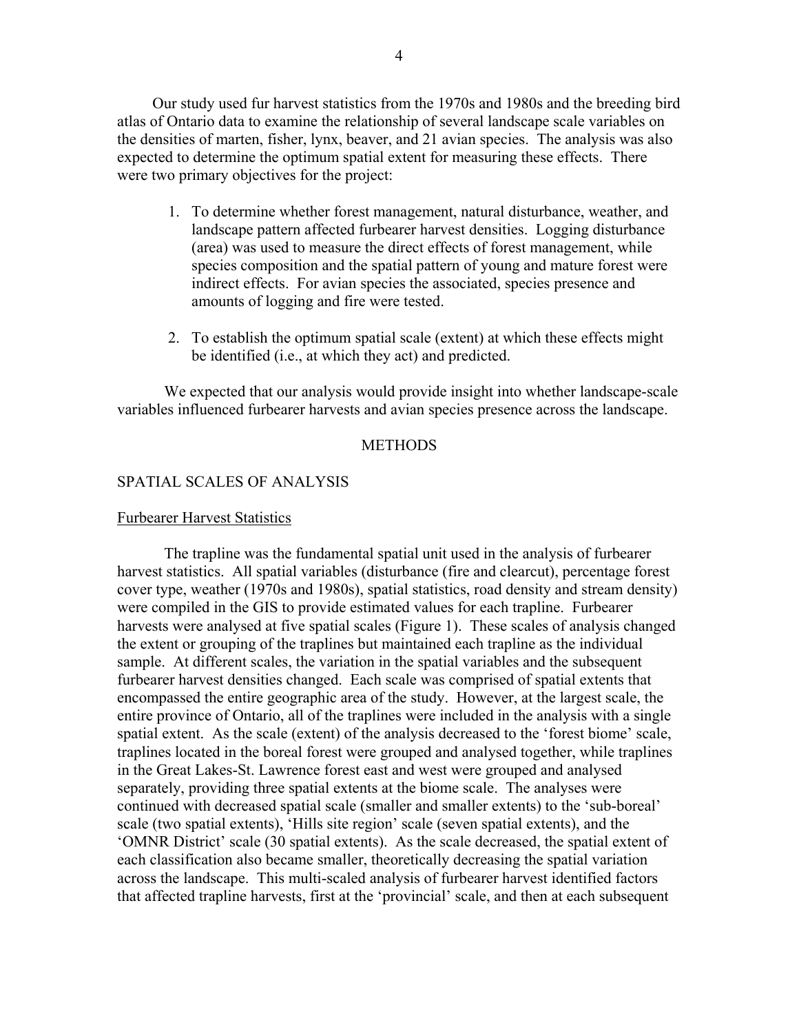Our study used fur harvest statistics from the 1970s and 1980s and the breeding bird atlas of Ontario data to examine the relationship of several landscape scale variables on the densities of marten, fisher, lynx, beaver, and 21 avian species. The analysis was also expected to determine the optimum spatial extent for measuring these effects. There were two primary objectives for the project:

1. To determine whether forest management, natural disturbance, weather, and landscape pattern affected furbearer harvest densities. Logging disturbance (area) was used to measure the direct effects of forest management, while species composition and the spatial pattern of young and mature forest were indirect effects. For avian species the associated, species presence and amounts of logging and fire were tested.

2. To establish the optimum spatial scale (extent) at which these effects might be identified (i.e., at which they act) and predicted.

We expected that our analysis would provide insight into whether landscape-scale variables influenced furbearer harvests and avian species presence across the landscape.

## METHODS

### SPATIAL SCALES OF ANALYSIS

#### Furbearer Harvest Statistics

The trapline was the fundamental spatial unit used in the analysis of furbearer harvest statistics. All spatial variables (disturbance (fire and clearcut), percentage forest cover type, weather (1970s and 1980s), spatial statistics, road density and stream density) were compiled in the GIS to provide estimated values for each trapline. Furbearer harvests were analysed at five spatial scales (Figure 1). These scales of analysis changed the extent or grouping of the traplines but maintained each trapline as the individual sample. At different scales, the variation in the spatial variables and the subsequent furbearer harvest densities changed. Each scale was comprised of spatial extents that encompassed the entire geographic area of the study. However, at the largest scale, the entire province of Ontario, all of the traplines were included in the analysis with a single spatial extent. As the scale (extent) of the analysis decreased to the 'forest biome' scale, traplines located in the boreal forest were grouped and analysed together, while traplines in the Great Lakes-St. Lawrence forest east and west were grouped and analysed separately, providing three spatial extents at the biome scale. The analyses were continued with decreased spatial scale (smaller and smaller extents) to the 'sub-boreal' scale (two spatial extents), 'Hills site region' scale (seven spatial extents), and the 'OMNR District' scale (30 spatial extents). As the scale decreased, the spatial extent of each classification also became smaller, theoretically decreasing the spatial variation across the landscape. This multi-scaled analysis of furbearer harvest identified factors that affected trapline harvests, first at the 'provincial' scale, and then at each subsequent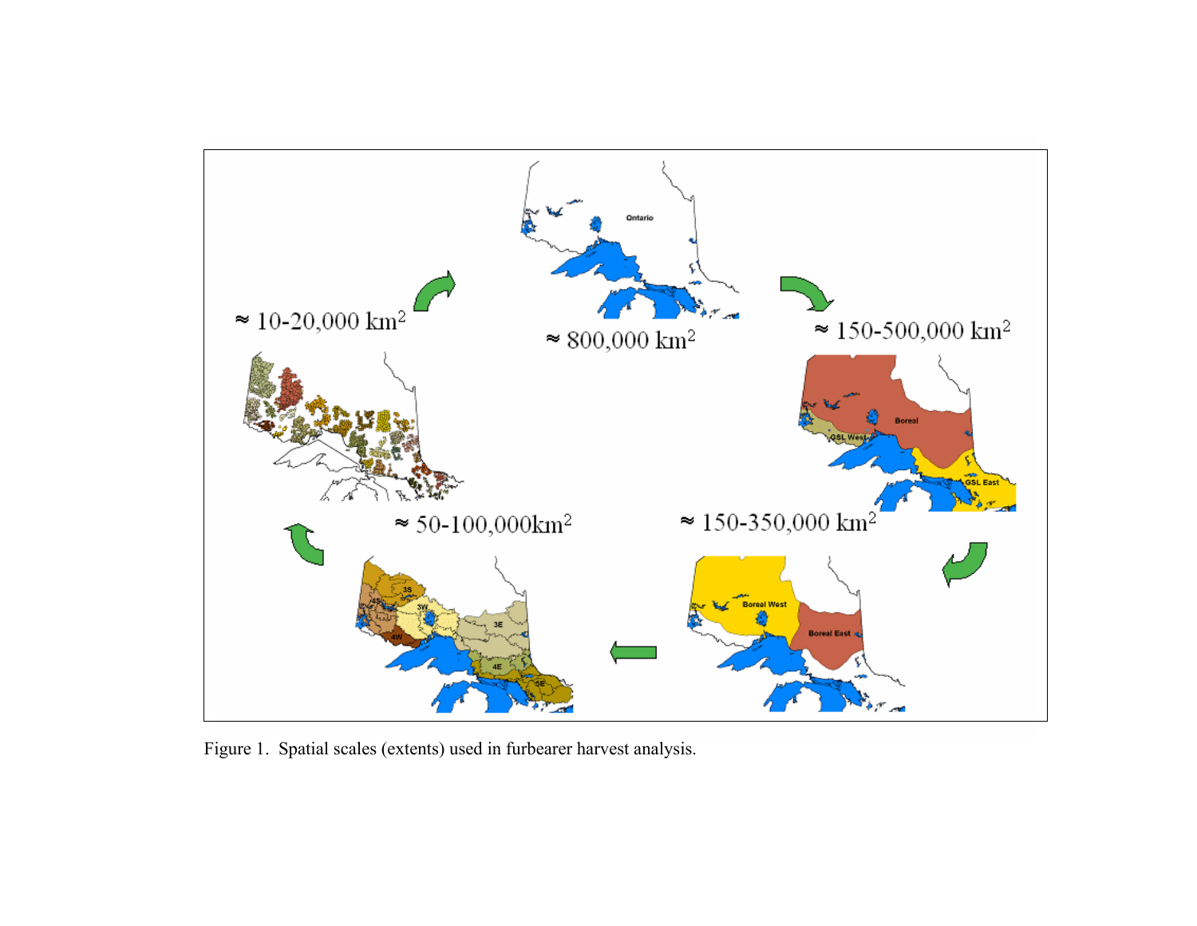Figure 1.  Spatial scales (extents) used in furbearer harvest analysis.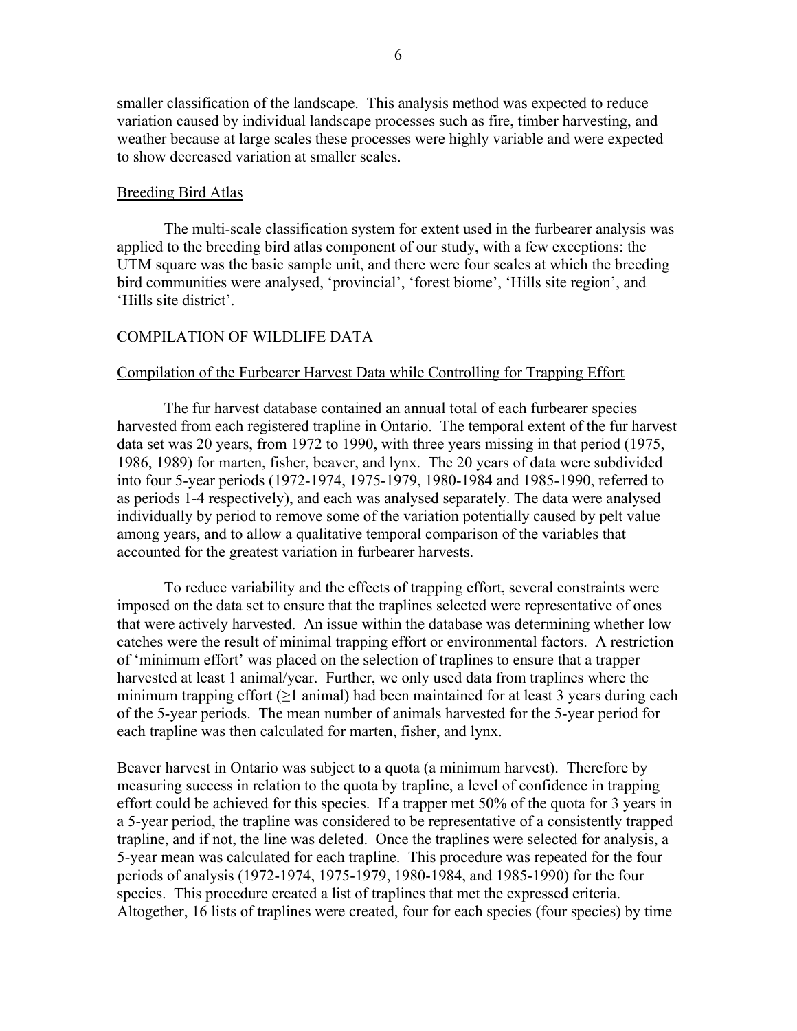smaller classification of the landscape. This analysis method was expected to reduce variation caused by individual landscape processes such as fire, timber harvesting, and weather because at large scales these processes were highly variable and were expected to show decreased variation at smaller scales.

Breeding Bird Atlas

The multi-scale classification system for extent used in the furbearer analysis was applied to the breeding bird atlas component of our study, with a few exceptions: the UTM square was the basic sample unit, and there were four scales at which the breeding bird communities were analysed, 'provincial', 'forest biome', 'Hills site region', and 'Hills site district'.

## COMPILATION OF WILDLIFE DATA

Compilation of the Furbearer Harvest Data while Controlling for Trapping Effort

The fur harvest database contained an annual total of each furbearer species harvested from each registered trapline in Ontario. The temporal extent of the fur harvest data set was 20 years, from 1972 to 1990, with three years missing in that period (1975, 1986, 1989) for marten, fisher, beaver, and lynx. The 20 years of data were subdivided into four 5-year periods (1972-1974, 1975-1979, 1980-1984 and 1985-1990, referred to as periods 1-4 respectively), and each was analysed separately. The data were analysed individually by period to remove some of the variation potentially caused by pelt value among years, and to allow a qualitative temporal comparison of the variables that accounted for the greatest variation in furbearer harvests.

To reduce variability and the effects of trapping effort, several constraints were imposed on the data set to ensure that the traplines selected were representative of ones that were actively harvested. An issue within the database was determining whether low catches were the result of minimal trapping effort or environmental factors. A restriction of 'minimum effort' was placed on the selection of traplines to ensure that a trapper harvested at least 1 animal/year. Further, we only used data from traplines where the minimum trapping effort ($\geq$1 animal) had been maintained for at least 3 years during each of the 5-year periods. The mean number of animals harvested for the 5-year period for each trapline was then calculated for marten, fisher, and lynx.

Beaver harvest in Ontario was subject to a quota (a minimum harvest). Therefore by measuring success in relation to the quota by trapline, a level of confidence in trapping effort could be achieved for this species. If a trapper met 50% of the quota for 3 years in a 5-year period, the trapline was considered to be representative of a consistently trapped trapline, and if not, the line was deleted. Once the traplines were selected for analysis, a 5-year mean was calculated for each trapline. This procedure was repeated for the four periods of analysis (1972-1974, 1975-1979, 1980-1984, and 1985-1990) for the four species. This procedure created a list of traplines that met the expressed criteria. Altogether, 16 lists of traplines were created, four for each species (four species) by time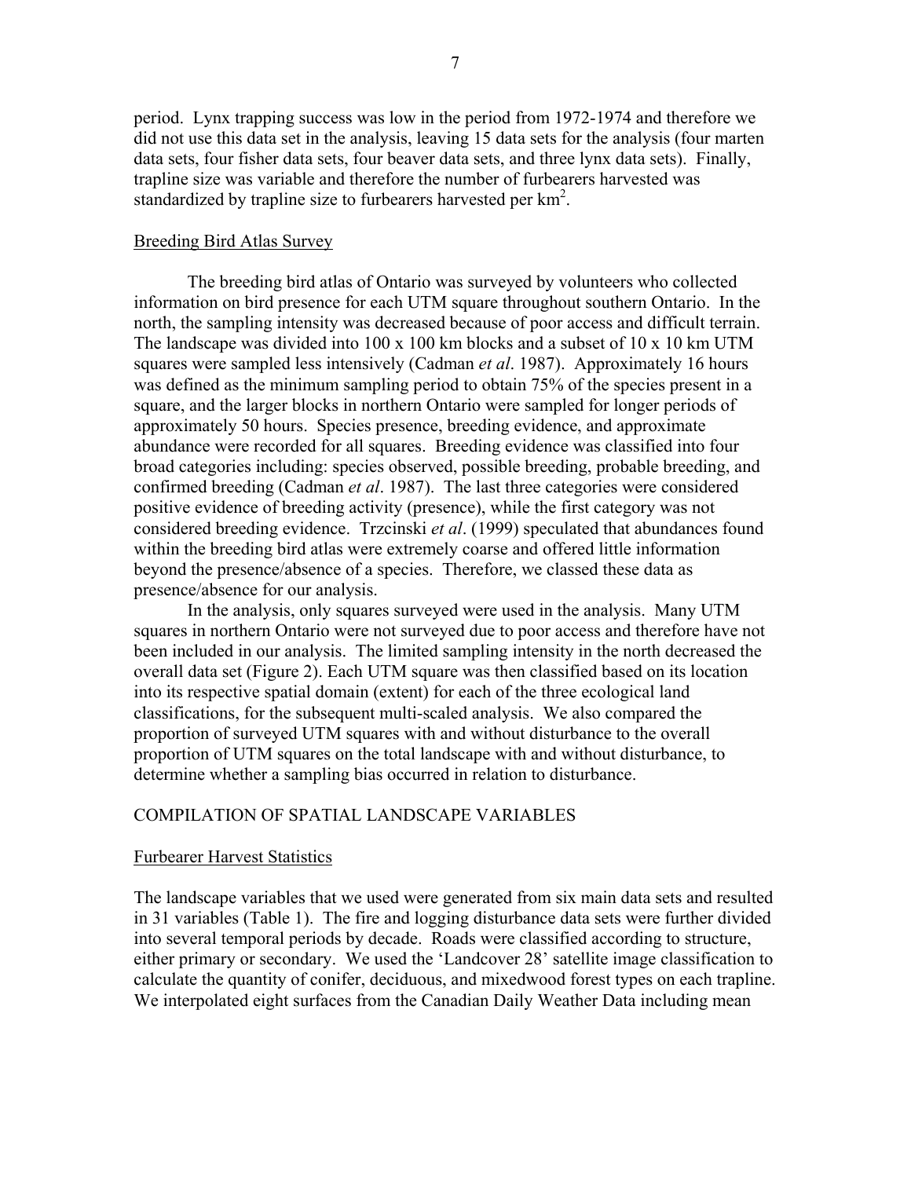period. Lynx trapping success was low in the period from 1972-1974 and therefore we did not use this data set in the analysis, leaving 15 data sets for the analysis (four marten data sets, four fisher data sets, four beaver data sets, and three lynx data sets). Finally, trapline size was variable and therefore the number of furbearers harvested was standardized by trapline size to furbearers harvested per $km^2$.

## Breeding Bird Atlas Survey

The breeding bird atlas of Ontario was surveyed by volunteers who collected information on bird presence for each UTM square throughout southern Ontario. In the north, the sampling intensity was decreased because of poor access and difficult terrain. The landscape was divided into 100 x 100 km blocks and a subset of 10 x 10 km UTM squares were sampled less intensively (Cadman *et al*. 1987). Approximately 16 hours was defined as the minimum sampling period to obtain 75% of the species present in a square, and the larger blocks in northern Ontario were sampled for longer periods of approximately 50 hours. Species presence, breeding evidence, and approximate abundance were recorded for all squares. Breeding evidence was classified into four broad categories including: species observed, possible breeding, probable breeding, and confirmed breeding (Cadman *et al*. 1987). The last three categories were considered positive evidence of breeding activity (presence), while the first category was not considered breeding evidence. Trzcinski *et al*. (1999) speculated that abundances found within the breeding bird atlas were extremely coarse and offered little information beyond the presence/absence of a species. Therefore, we classed these data as presence/absence for our analysis.

In the analysis, only squares surveyed were used in the analysis. Many UTM squares in northern Ontario were not surveyed due to poor access and therefore have not been included in our analysis. The limited sampling intensity in the north decreased the overall data set (Figure 2). Each UTM square was then classified based on its location into its respective spatial domain (extent) for each of the three ecological land classifications, for the subsequent multi-scaled analysis. We also compared the proportion of surveyed UTM squares with and without disturbance to the overall proportion of UTM squares on the total landscape with and without disturbance, to determine whether a sampling bias occurred in relation to disturbance.

# COMPILATION OF SPATIAL LANDSCAPE VARIABLES

## Furbearer Harvest Statistics

The landscape variables that we used were generated from six main data sets and resulted in 31 variables (Table 1). The fire and logging disturbance data sets were further divided into several temporal periods by decade. Roads were classified according to structure, either primary or secondary. We used the 'Landcover 28' satellite image classification to calculate the quantity of conifer, deciduous, and mixedwood forest types on each trapline. We interpolated eight surfaces from the Canadian Daily Weather Data including mean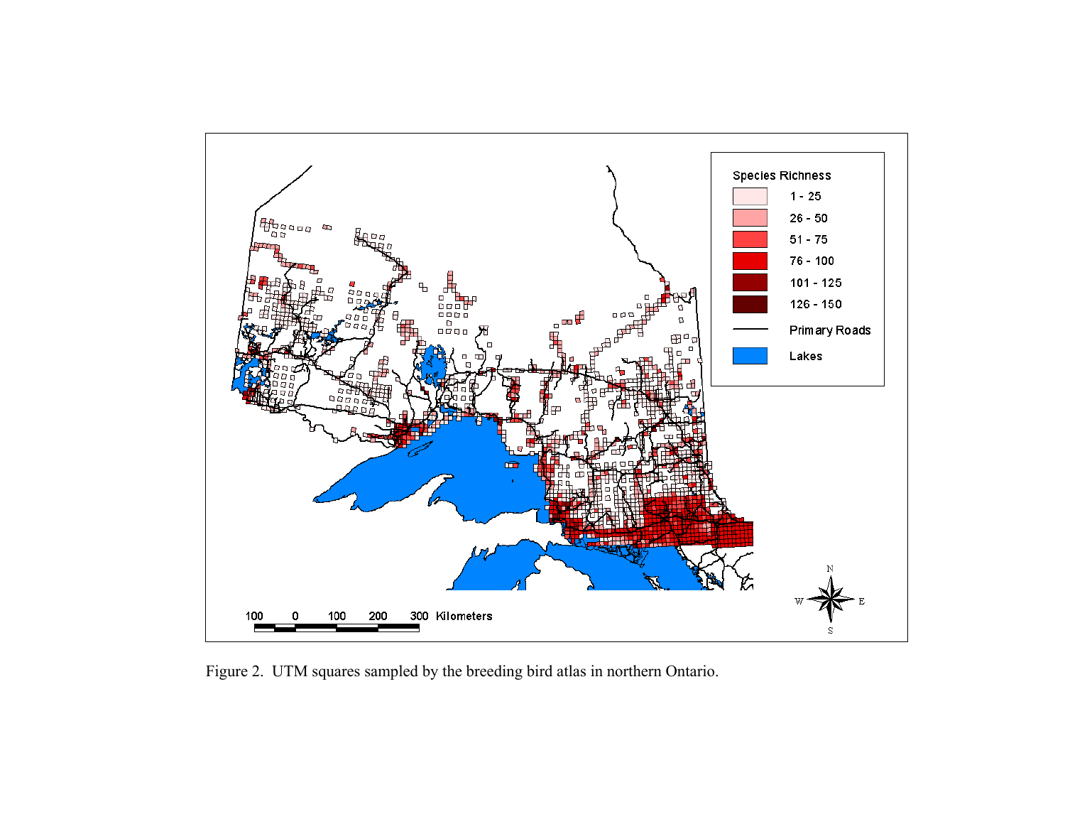Figure 2. UTM squares sampled by the breeding bird atlas in northern Ontario.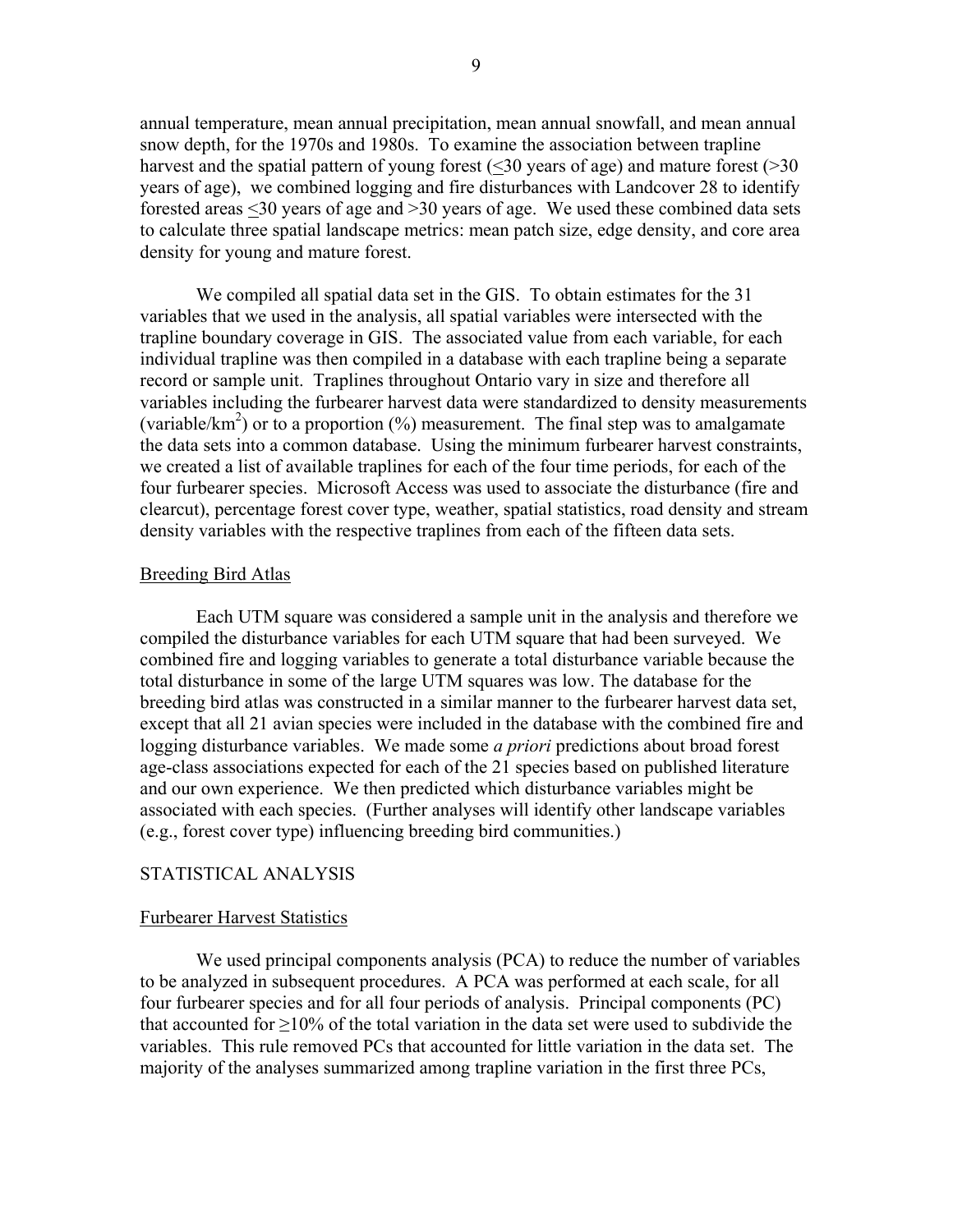annual temperature, mean annual precipitation, mean annual snowfall, and mean annual snow depth, for the 1970s and 1980s. To examine the association between trapline harvest and the spatial pattern of young forest ($\leq$30 years of age) and mature forest (>30 years of age), we combined logging and fire disturbances with Landcover 28 to identify forested areas $\leq$30 years of age and >30 years of age. We used these combined data sets to calculate three spatial landscape metrics: mean patch size, edge density, and core area density for young and mature forest.

We compiled all spatial data set in the GIS. To obtain estimates for the 31 variables that we used in the analysis, all spatial variables were intersected with the trapline boundary coverage in GIS. The associated value from each variable, for each individual trapline was then compiled in a database with each trapline being a separate record or sample unit. Traplines throughout Ontario vary in size and therefore all variables including the furbearer harvest data were standardized to density measurements (variable/$km^2$) or to a proportion (%) measurement. The final step was to amalgamate the data sets into a common database. Using the minimum furbearer harvest constraints, we created a list of available traplines for each of the four time periods, for each of the four furbearer species. Microsoft Access was used to associate the disturbance (fire and clearcut), percentage forest cover type, weather, spatial statistics, road density and stream density variables with the respective traplines from each of the fifteen data sets.

## Breeding Bird Atlas

Each UTM square was considered a sample unit in the analysis and therefore we compiled the disturbance variables for each UTM square that had been surveyed. We combined fire and logging variables to generate a total disturbance variable because the total disturbance in some of the large UTM squares was low. The database for the breeding bird atlas was constructed in a similar manner to the furbearer harvest data set, except that all 21 avian species were included in the database with the combined fire and logging disturbance variables. We made some *a priori* predictions about broad forest age-class associations expected for each of the 21 species based on published literature and our own experience. We then predicted which disturbance variables might be associated with each species. (Further analyses will identify other landscape variables (e.g., forest cover type) influencing breeding bird communities.)

# STATISTICAL ANALYSIS

## Furbearer Harvest Statistics

We used principal components analysis (PCA) to reduce the number of variables to be analyzed in subsequent procedures. A PCA was performed at each scale, for all four furbearer species and for all four periods of analysis. Principal components (PC) that accounted for $\geq$10% of the total variation in the data set were used to subdivide the variables. This rule removed PCs that accounted for little variation in the data set. The majority of the analyses summarized among trapline variation in the first three PCs,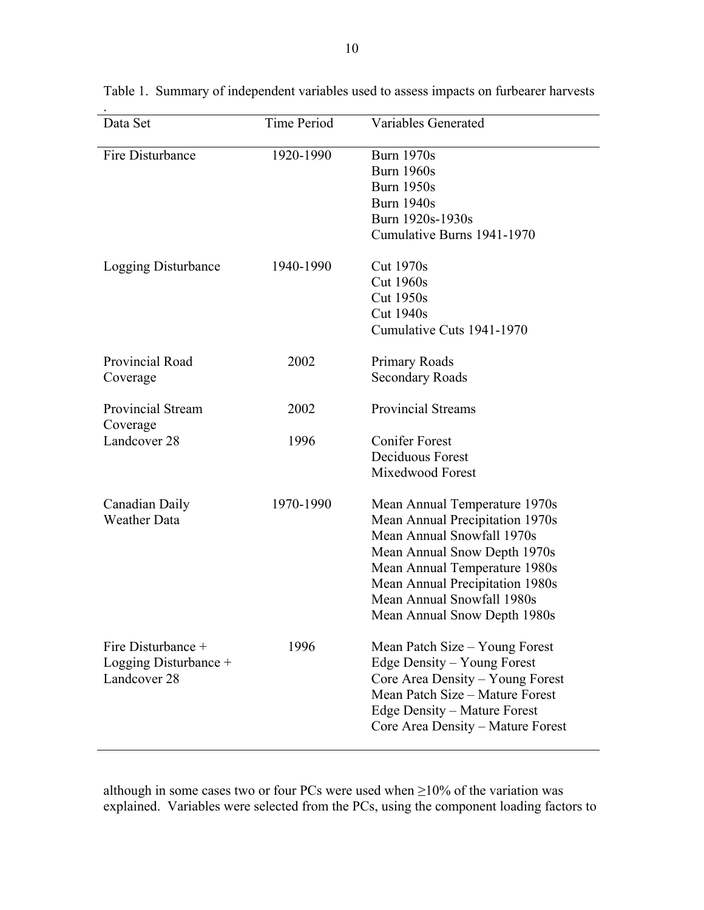Table 1. Summary of independent variables used to assess impacts on furbearer harvests

| Data Set | Time Period | Variables Generated |
|---|---|---|
| Fire Disturbance | 1920-1990 | Burn 1970s<br>Burn 1960s<br>Burn 1950s<br>Burn 1940s<br>Burn 1920s-1930s<br>Cumulative Burns 1941-1970 |
| Logging Disturbance | 1940-1990 | Cut 1970s<br>Cut 1960s<br>Cut 1950s<br>Cut 1940s<br>Cumulative Cuts 1941-1970 |
| Provincial Road Coverage | 2002 | Primary Roads<br>Secondary Roads |
| Provincial Stream Coverage | 2002 | Provincial Streams |
| Landcover 28 | 1996 | Conifer Forest<br>Deciduous Forest<br>Mixedwood Forest |
| Canadian Daily Weather Data | 1970-1990 | Mean Annual Temperature 1970s<br>Mean Annual Precipitation 1970s<br>Mean Annual Snowfall 1970s<br>Mean Annual Snow Depth 1970s<br>Mean Annual Temperature 1980s<br>Mean Annual Precipitation 1980s<br>Mean Annual Snowfall 1980s<br>Mean Annual Snow Depth 1980s |
| Fire Disturbance + Logging Disturbance + Landcover 28 | 1996 | Mean Patch Size – Young Forest<br>Edge Density – Young Forest<br>Core Area Density – Young Forest<br>Mean Patch Size – Mature Forest<br>Edge Density – Mature Forest<br>Core Area Density – Mature Forest |

although in some cases two or four PCs were used when $\geq$10% of the variation was explained. Variables were selected from the PCs, using the component loading factors to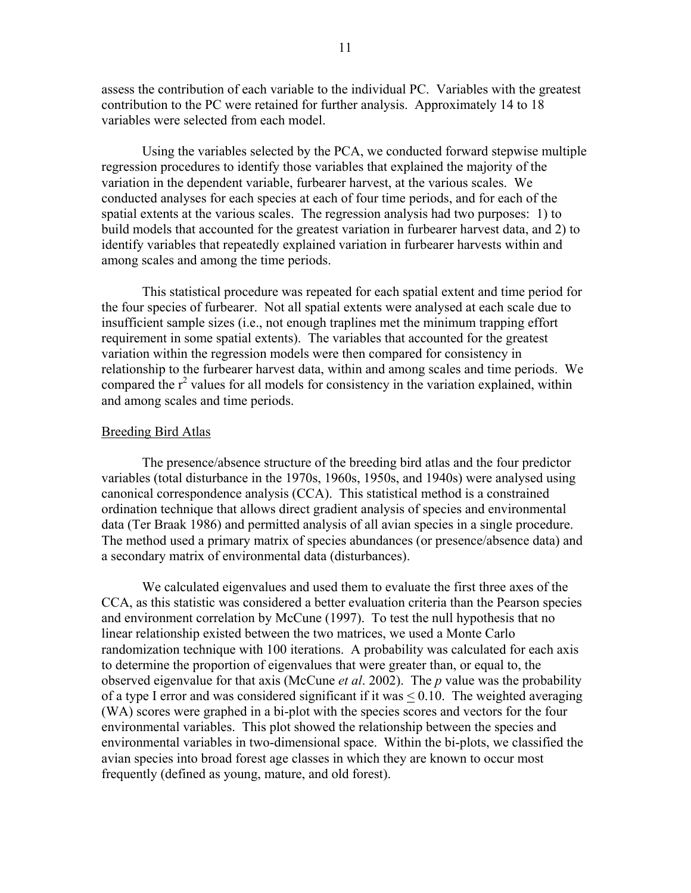assess the contribution of each variable to the individual PC. Variables with the greatest contribution to the PC were retained for further analysis. Approximately 14 to 18 variables were selected from each model.

Using the variables selected by the PCA, we conducted forward stepwise multiple regression procedures to identify those variables that explained the majority of the variation in the dependent variable, furbearer harvest, at the various scales. We conducted analyses for each species at each of four time periods, and for each of the spatial extents at the various scales. The regression analysis had two purposes: 1) to build models that accounted for the greatest variation in furbearer harvest data, and 2) to identify variables that repeatedly explained variation in furbearer harvests within and among scales and among the time periods.

This statistical procedure was repeated for each spatial extent and time period for the four species of furbearer. Not all spatial extents were analysed at each scale due to insufficient sample sizes (i.e., not enough traplines met the minimum trapping effort requirement in some spatial extents). The variables that accounted for the greatest variation within the regression models were then compared for consistency in relationship to the furbearer harvest data, within and among scales and time periods. We compared the $r^2$ values for all models for consistency in the variation explained, within and among scales and time periods.

## Breeding Bird Atlas

The presence/absence structure of the breeding bird atlas and the four predictor variables (total disturbance in the 1970s, 1960s, 1950s, and 1940s) were analysed using canonical correspondence analysis (CCA). This statistical method is a constrained ordination technique that allows direct gradient analysis of species and environmental data (Ter Braak 1986) and permitted analysis of all avian species in a single procedure. The method used a primary matrix of species abundances (or presence/absence data) and a secondary matrix of environmental data (disturbances).

We calculated eigenvalues and used them to evaluate the first three axes of the CCA, as this statistic was considered a better evaluation criteria than the Pearson species and environment correlation by McCune (1997). To test the null hypothesis that no linear relationship existed between the two matrices, we used a Monte Carlo randomization technique with 100 iterations. A probability was calculated for each axis to determine the proportion of eigenvalues that were greater than, or equal to, the observed eigenvalue for that axis (McCune *et al*. 2002). The *p* value was the probability of a type I error and was considered significant if it was $\leq 0.10$. The weighted averaging (WA) scores were graphed in a bi-plot with the species scores and vectors for the four environmental variables. This plot showed the relationship between the species and environmental variables in two-dimensional space. Within the bi-plots, we classified the avian species into broad forest age classes in which they are known to occur most frequently (defined as young, mature, and old forest).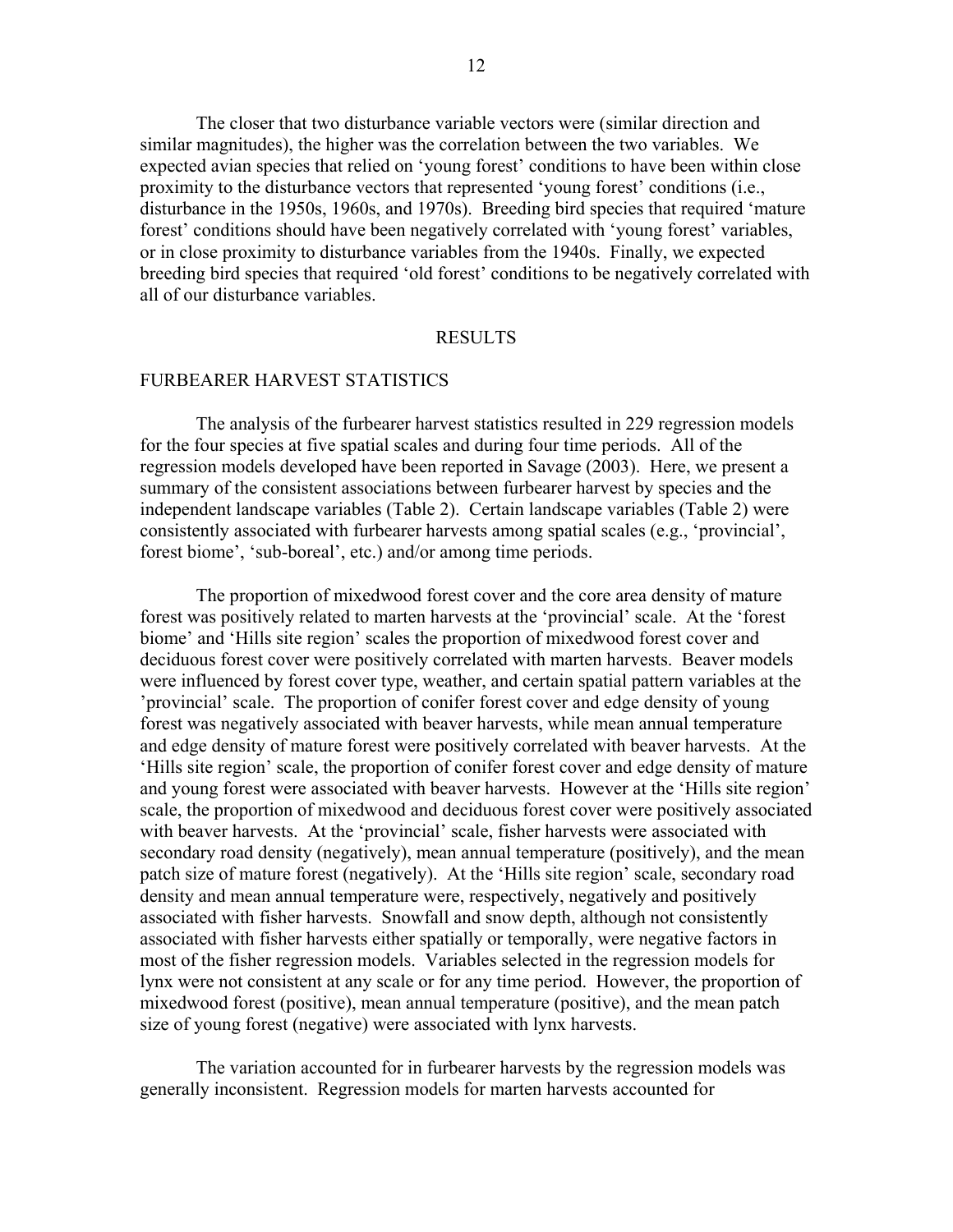The closer that two disturbance variable vectors were (similar direction and similar magnitudes), the higher was the correlation between the two variables. We expected avian species that relied on 'young forest' conditions to have been within close proximity to the disturbance vectors that represented 'young forest' conditions (i.e., disturbance in the 1950s, 1960s, and 1970s). Breeding bird species that required 'mature forest' conditions should have been negatively correlated with 'young forest' variables, or in close proximity to disturbance variables from the 1940s. Finally, we expected breeding bird species that required 'old forest' conditions to be negatively correlated with all of our disturbance variables.

## RESULTS

### FURBEARER HARVEST STATISTICS

The analysis of the furbearer harvest statistics resulted in 229 regression models for the four species at five spatial scales and during four time periods. All of the regression models developed have been reported in Savage (2003). Here, we present a summary of the consistent associations between furbearer harvest by species and the independent landscape variables (Table 2). Certain landscape variables (Table 2) were consistently associated with furbearer harvests among spatial scales (e.g., 'provincial', forest biome', 'sub-boreal', etc.) and/or among time periods.

The proportion of mixedwood forest cover and the core area density of mature forest was positively related to marten harvests at the 'provincial' scale. At the 'forest biome' and 'Hills site region' scales the proportion of mixedwood forest cover and deciduous forest cover were positively correlated with marten harvests. Beaver models were influenced by forest cover type, weather, and certain spatial pattern variables at the 'provincial' scale. The proportion of conifer forest cover and edge density of young forest was negatively associated with beaver harvests, while mean annual temperature and edge density of mature forest were positively correlated with beaver harvests. At the 'Hills site region' scale, the proportion of conifer forest cover and edge density of mature and young forest were associated with beaver harvests. However at the 'Hills site region' scale, the proportion of mixedwood and deciduous forest cover were positively associated with beaver harvests. At the 'provincial' scale, fisher harvests were associated with secondary road density (negatively), mean annual temperature (positively), and the mean patch size of mature forest (negatively). At the 'Hills site region' scale, secondary road density and mean annual temperature were, respectively, negatively and positively associated with fisher harvests. Snowfall and snow depth, although not consistently associated with fisher harvests either spatially or temporally, were negative factors in most of the fisher regression models. Variables selected in the regression models for lynx were not consistent at any scale or for any time period. However, the proportion of mixedwood forest (positive), mean annual temperature (positive), and the mean patch size of young forest (negative) were associated with lynx harvests.

The variation accounted for in furbearer harvests by the regression models was generally inconsistent. Regression models for marten harvests accounted for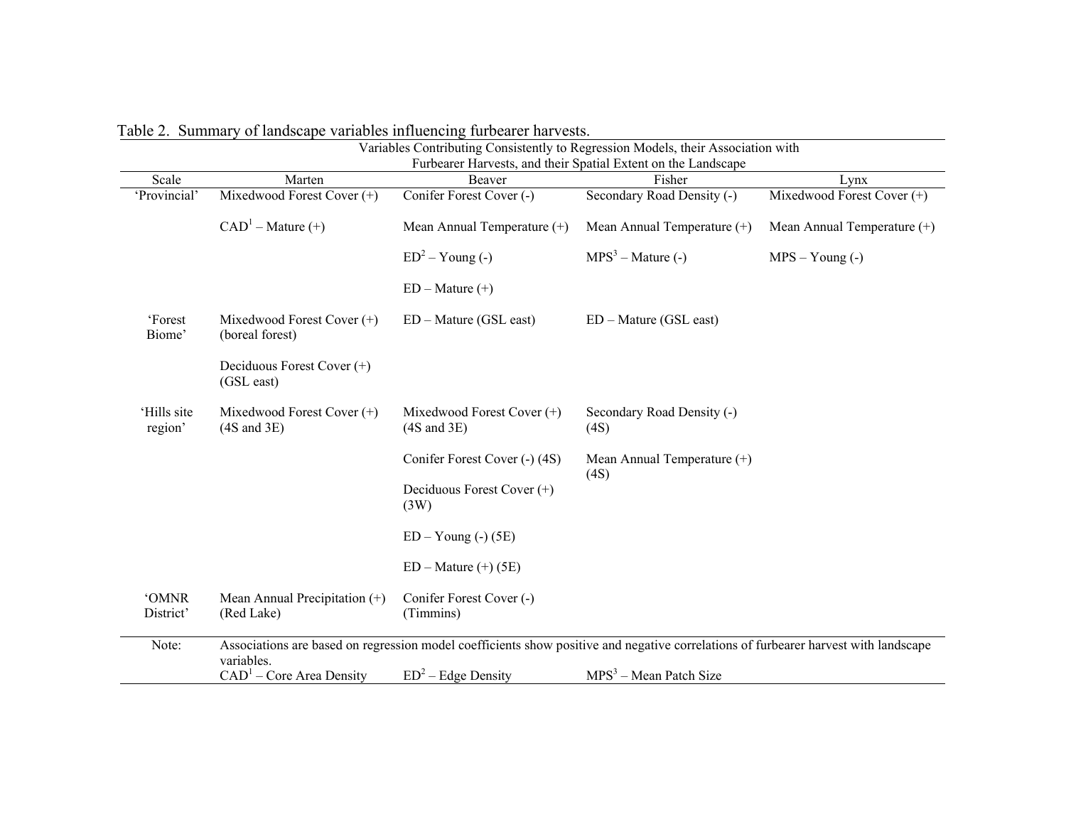Table 2. Summary of landscape variables influencing furbearer harvests.

| Scale | Variables Contributing Consistently to Regression Models, their Association with Furbearer Harvests, and their Spatial Extent on the Landscape | | | |
|---|---|---|---|---|
| | Marten | Beaver | Fisher | Lynx |
| 'Provincial' | Mixedwood Forest Cover (+) | Conifer Forest Cover (-) | Secondary Road Density (-) | Mixedwood Forest Cover (+) |
| | CAD[1] – Mature (+) | Mean Annual Temperature (+) | Mean Annual Temperature (+) | Mean Annual Temperature (+) |
| | | ED[2] – Young (-) | MPS[3] – Mature (-) | MPS – Young (-) |
| | | ED – Mature (+) | | |
| 'Forest Biome' | Mixedwood Forest Cover (+) (boreal forest) | ED – Mature (GSL east) | ED – Mature (GSL east) | |
| | Deciduous Forest Cover (+) (GSL east) | | | |
| 'Hills site region' | Mixedwood Forest Cover (+) (4S and 3E) | Mixedwood Forest Cover (+) (4S and 3E) | Secondary Road Density (-) (4S) | |
| | | Conifer Forest Cover (-) (4S) | Mean Annual Temperature (+) (4S) | |
| | | Deciduous Forest Cover (+) (3W) | | |
| | | ED – Young (-) (5E) | | |
| | | ED – Mature (+) (5E) | | |
| 'OMNR District' | Mean Annual Precipitation (+) (Red Lake) | Conifer Forest Cover (-) (Timmins) | | |
| Note: | Associations are based on regression model coefficients show positive and negative correlations of furbearer harvest with landscape variables. | | | |
| | CAD[1] – Core Area Density | ED[2] – Edge Density | MPS[3] – Mean Patch Size | |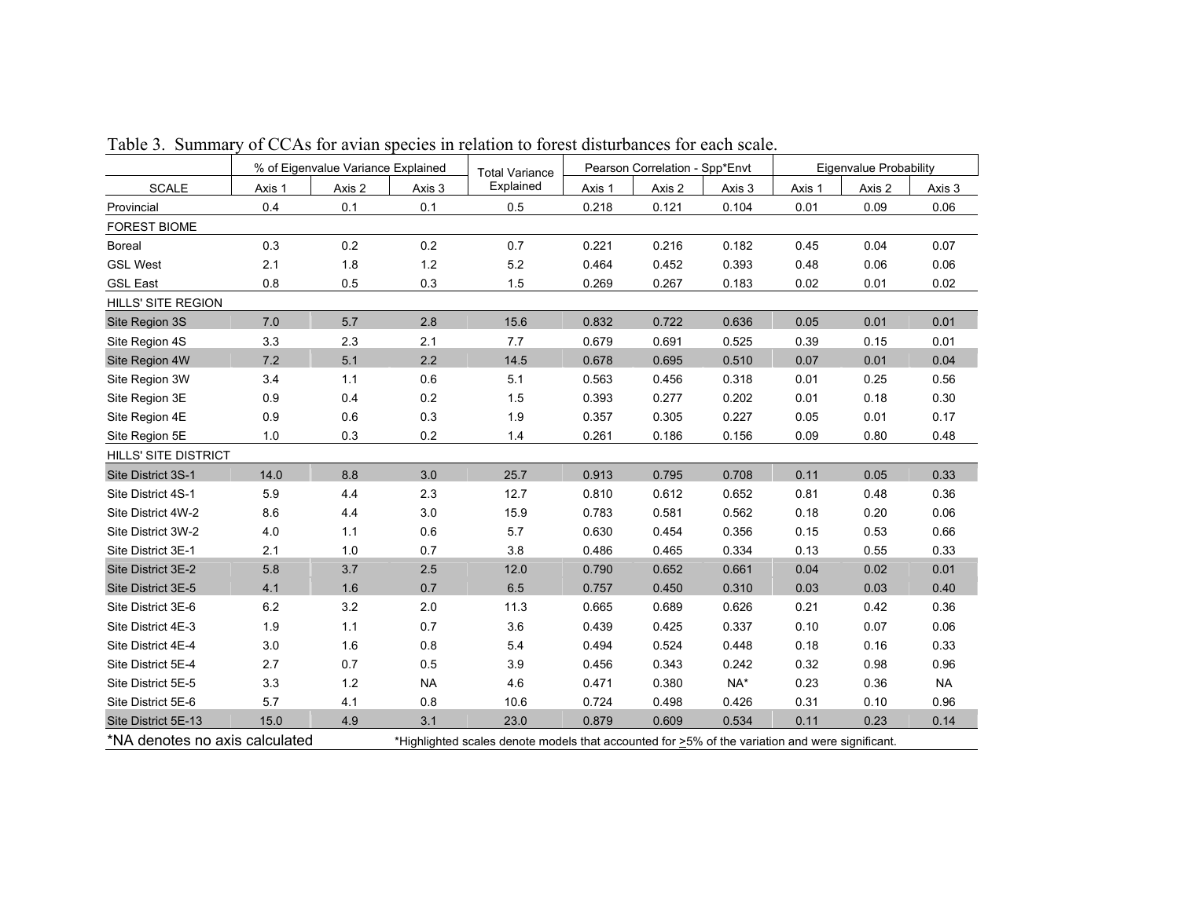Table 3. Summary of CCAs for avian species in relation to forest disturbances for each scale.

| SCALE | % of Eigenvalue Variance Explained | | | Total Variance Explained | Pearson Correlation - Spp*Envt | | | Eigenvalue Probability | | |
|---|---|---|---|---|---|---|---|---|---|---|
| | Axis 1 | Axis 2 | Axis 3 | | Axis 1 | Axis 2 | Axis 3 | Axis 1 | Axis 2 | Axis 3 |
| Provincial | 0.4 | 0.1 | 0.1 | 0.5 | 0.218 | 0.121 | 0.104 | 0.01 | 0.09 | 0.06 |
| FOREST BIOME | | | | | | | | | | |
| Boreal | 0.3 | 0.2 | 0.2 | 0.7 | 0.221 | 0.216 | 0.182 | 0.45 | 0.04 | 0.07 |
| GSL West | 2.1 | 1.8 | 1.2 | 5.2 | 0.464 | 0.452 | 0.393 | 0.48 | 0.06 | 0.06 |
| GSL East | 0.8 | 0.5 | 0.3 | 1.5 | 0.269 | 0.267 | 0.183 | 0.02 | 0.01 | 0.02 |
| HILLS' SITE REGION | | | | | | | | | | |
| Site Region 3S | 7.0 | 5.7 | 2.8 | 15.6 | 0.832 | 0.722 | 0.636 | 0.05 | 0.01 | 0.01 |
| Site Region 4S | 3.3 | 2.3 | 2.1 | 7.7 | 0.679 | 0.691 | 0.525 | 0.39 | 0.15 | 0.01 |
| Site Region 4W | 7.2 | 5.1 | 2.2 | 14.5 | 0.678 | 0.695 | 0.510 | 0.07 | 0.01 | 0.04 |
| Site Region 3W | 3.4 | 1.1 | 0.6 | 5.1 | 0.563 | 0.456 | 0.318 | 0.01 | 0.25 | 0.56 |
| Site Region 3E | 0.9 | 0.4 | 0.2 | 1.5 | 0.393 | 0.277 | 0.202 | 0.01 | 0.18 | 0.30 |
| Site Region 4E | 0.9 | 0.6 | 0.3 | 1.9 | 0.357 | 0.305 | 0.227 | 0.05 | 0.01 | 0.17 |
| Site Region 5E | 1.0 | 0.3 | 0.2 | 1.4 | 0.261 | 0.186 | 0.156 | 0.09 | 0.80 | 0.48 |
| HILLS' SITE DISTRICT | | | | | | | | | | |
| Site District 3S-1 | 14.0 | 8.8 | 3.0 | 25.7 | 0.913 | 0.795 | 0.708 | 0.11 | 0.05 | 0.33 |
| Site District 4S-1 | 5.9 | 4.4 | 2.3 | 12.7 | 0.810 | 0.612 | 0.652 | 0.81 | 0.48 | 0.36 |
| Site District 4W-2 | 8.6 | 4.4 | 3.0 | 15.9 | 0.783 | 0.581 | 0.562 | 0.18 | 0.20 | 0.06 |
| Site District 3W-2 | 4.0 | 1.1 | 0.6 | 5.7 | 0.630 | 0.454 | 0.356 | 0.15 | 0.53 | 0.66 |
| Site District 3E-1 | 2.1 | 1.0 | 0.7 | 3.8 | 0.486 | 0.465 | 0.334 | 0.13 | 0.55 | 0.33 |
| Site District 3E-2 | 5.8 | 3.7 | 2.5 | 12.0 | 0.790 | 0.652 | 0.661 | 0.04 | 0.02 | 0.01 |
| Site District 3E-5 | 4.1 | 1.6 | 0.7 | 6.5 | 0.757 | 0.450 | 0.310 | 0.03 | 0.03 | 0.40 |
| Site District 3E-6 | 6.2 | 3.2 | 2.0 | 11.3 | 0.665 | 0.689 | 0.626 | 0.21 | 0.42 | 0.36 |
| Site District 4E-3 | 1.9 | 1.1 | 0.7 | 3.6 | 0.439 | 0.425 | 0.337 | 0.10 | 0.07 | 0.06 |
| Site District 4E-4 | 3.0 | 1.6 | 0.8 | 5.4 | 0.494 | 0.524 | 0.448 | 0.18 | 0.16 | 0.33 |
| Site District 5E-4 | 2.7 | 0.7 | 0.5 | 3.9 | 0.456 | 0.343 | 0.242 | 0.32 | 0.98 | 0.96 |
| Site District 5E-5 | 3.3 | 1.2 | NA | 4.6 | 0.471 | 0.380 | NA* | 0.23 | 0.36 | NA |
| Site District 5E-6 | 5.7 | 4.1 | 0.8 | 10.6 | 0.724 | 0.498 | 0.426 | 0.31 | 0.10 | 0.96 |
| Site District 5E-13 | 15.0 | 4.9 | 3.1 | 23.0 | 0.879 | 0.609 | 0.534 | 0.11 | 0.23 | 0.14 |

*NA denotes no axis calculated

*Highlighted scales denote models that accounted for ≥5% of the variation and were significant.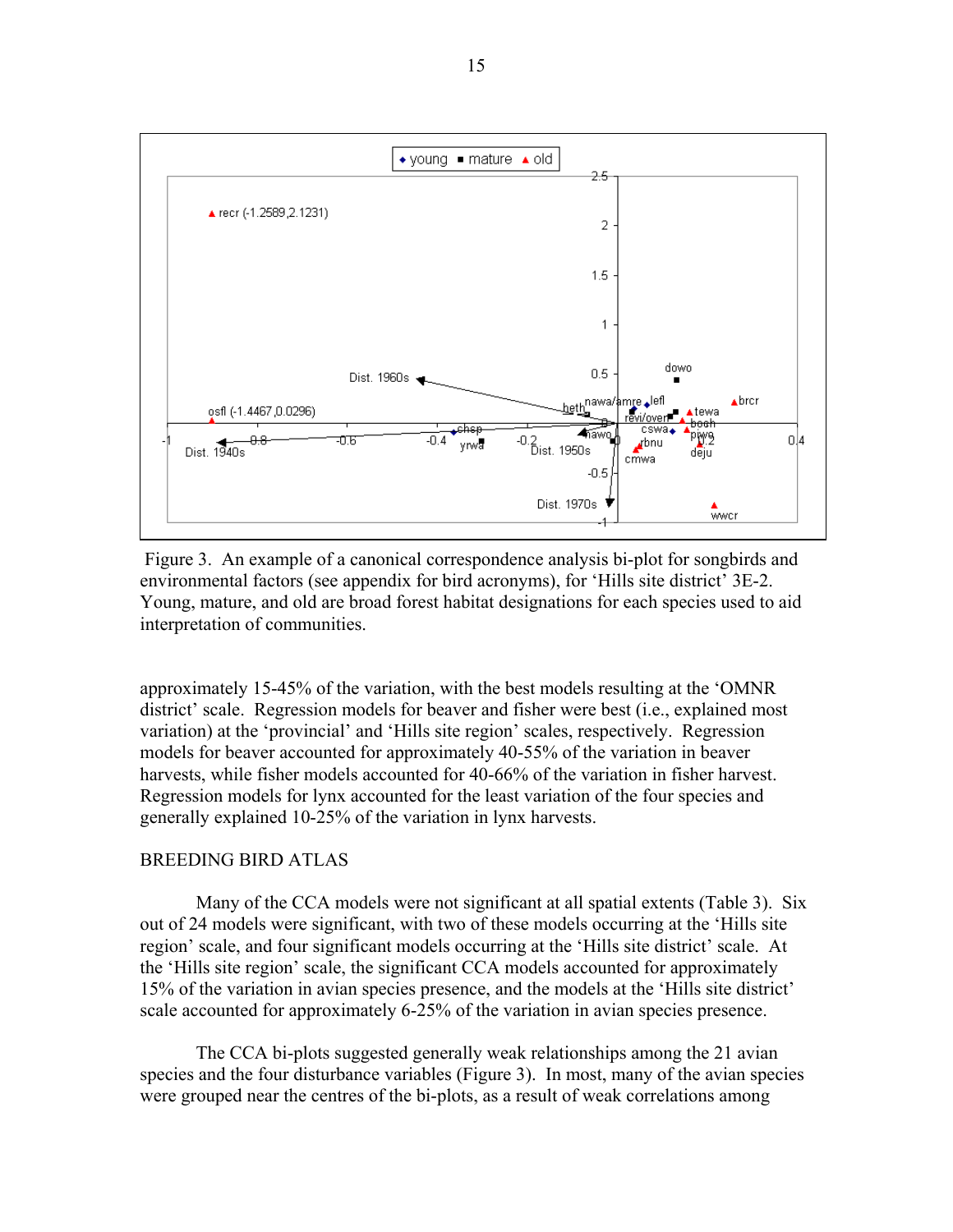Figure 3. An example of a canonical correspondence analysis bi-plot for songbirds and environmental factors (see appendix for bird acronyms), for 'Hills site district' 3E-2. Young, mature, and old are broad forest habitat designations for each species used to aid interpretation of communities.

approximately 15-45% of the variation, with the best models resulting at the 'OMNR district' scale. Regression models for beaver and fisher were best (i.e., explained most variation) at the 'provincial' and 'Hills site region' scales, respectively. Regression models for beaver accounted for approximately 40-55% of the variation in beaver harvests, while fisher models accounted for 40-66% of the variation in fisher harvest. Regression models for lynx accounted for the least variation of the four species and generally explained 10-25% of the variation in lynx harvests.

## BREEDING BIRD ATLAS

Many of the CCA models were not significant at all spatial extents (Table 3). Six out of 24 models were significant, with two of these models occurring at the 'Hills site region' scale, and four significant models occurring at the 'Hills site district' scale. At the 'Hills site region' scale, the significant CCA models accounted for approximately 15% of the variation in avian species presence, and the models at the 'Hills site district' scale accounted for approximately 6-25% of the variation in avian species presence.

The CCA bi-plots suggested generally weak relationships among the 21 avian species and the four disturbance variables (Figure 3). In most, many of the avian species were grouped near the centres of the bi-plots, as a result of weak correlations among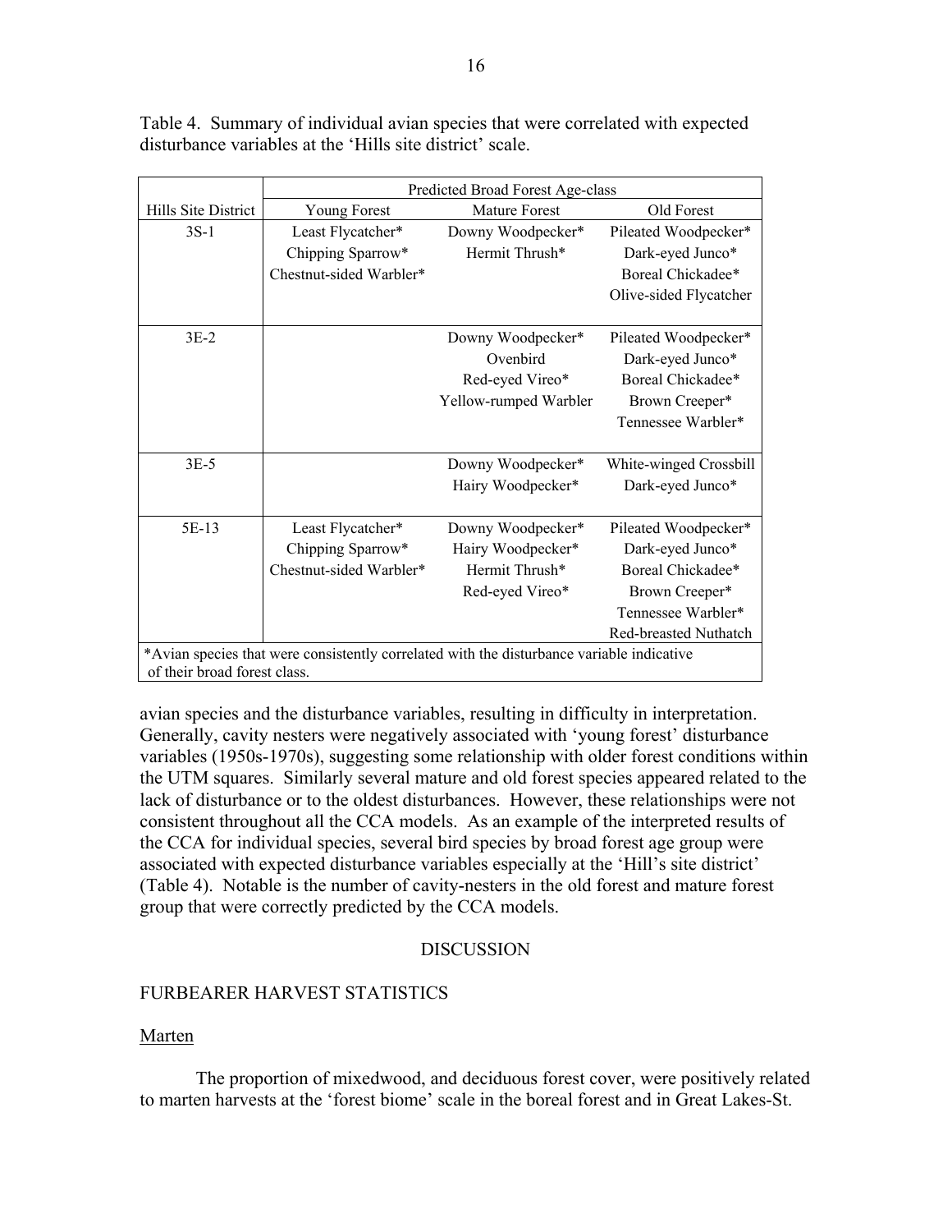Table 4. Summary of individual avian species that were correlated with expected disturbance variables at the 'Hills site district' scale.

| | Predicted Broad Forest Age-class | | |
|---|---|---|---|
| Hills Site District | Young Forest | Mature Forest | Old Forest |
| 3S-1 | Least Flycatcher*<br>Chipping Sparrow*<br>Chestnut-sided Warbler* | Downy Woodpecker*<br>Hermit Thrush* | Pileated Woodpecker*<br>Dark-eyed Junco*<br>Boreal Chickadee*<br>Olive-sided Flycatcher |
| 3E-2 | | Downy Woodpecker*<br>Ovenbird<br>Red-eyed Vireo*<br>Yellow-rumped Warbler | Pileated Woodpecker*<br>Dark-eyed Junco*<br>Boreal Chickadee*<br>Brown Creeper*<br>Tennessee Warbler* |
| 3E-5 | | Downy Woodpecker*<br>Hairy Woodpecker* | White-winged Crossbill<br>Dark-eyed Junco* |
| 5E-13 | Least Flycatcher*<br>Chipping Sparrow*<br>Chestnut-sided Warbler* | Downy Woodpecker*<br>Hairy Woodpecker*<br>Hermit Thrush*<br>Red-eyed Vireo* | Pileated Woodpecker*<br>Dark-eyed Junco*<br>Boreal Chickadee*<br>Brown Creeper*<br>Tennessee Warbler*<br>Red-breasted Nuthatch |

*Avian species that were consistently correlated with the disturbance variable indicative of their broad forest class.

avian species and the disturbance variables, resulting in difficulty in interpretation. Generally, cavity nesters were negatively associated with 'young forest' disturbance variables (1950s-1970s), suggesting some relationship with older forest conditions within the UTM squares. Similarly several mature and old forest species appeared related to the lack of disturbance or to the oldest disturbances. However, these relationships were not consistent throughout all the CCA models. As an example of the interpreted results of the CCA for individual species, several bird species by broad forest age group were associated with expected disturbance variables especially at the 'Hill's site district' (Table 4). Notable is the number of cavity-nesters in the old forest and mature forest group that were correctly predicted by the CCA models.

## DISCUSSION

### FURBEARER HARVEST STATISTICS

#### Marten

The proportion of mixedwood, and deciduous forest cover, were positively related to marten harvests at the 'forest biome' scale in the boreal forest and in Great Lakes-St.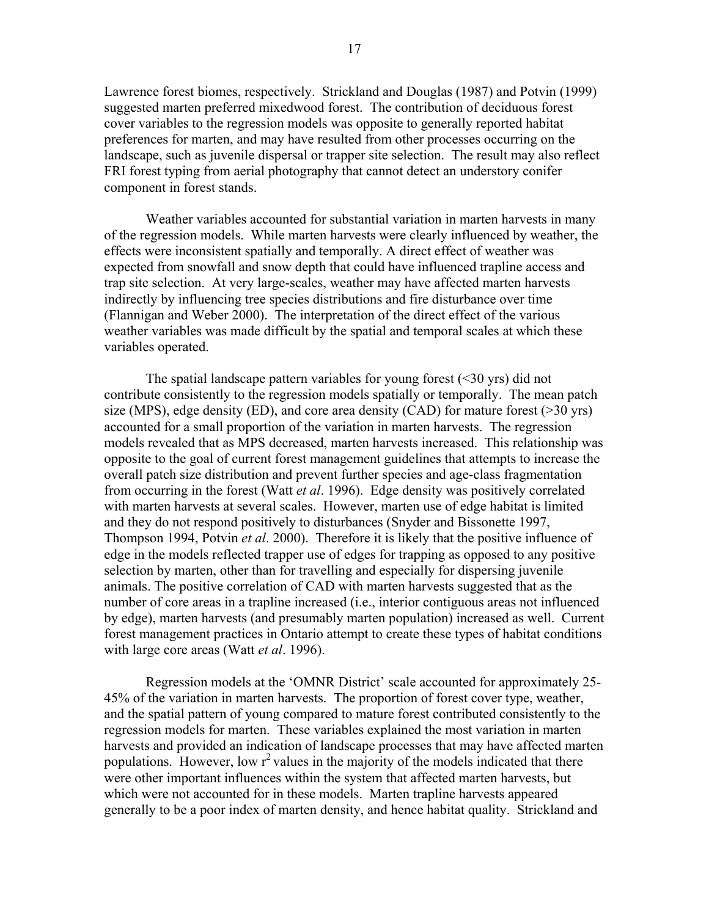Lawrence forest biomes, respectively. Strickland and Douglas (1987) and Potvin (1999) suggested marten preferred mixedwood forest. The contribution of deciduous forest cover variables to the regression models was opposite to generally reported habitat preferences for marten, and may have resulted from other processes occurring on the landscape, such as juvenile dispersal or trapper site selection. The result may also reflect FRI forest typing from aerial photography that cannot detect an understory conifer component in forest stands.

Weather variables accounted for substantial variation in marten harvests in many of the regression models. While marten harvests were clearly influenced by weather, the effects were inconsistent spatially and temporally. A direct effect of weather was expected from snowfall and snow depth that could have influenced trapline access and trap site selection. At very large-scales, weather may have affected marten harvests indirectly by influencing tree species distributions and fire disturbance over time (Flannigan and Weber 2000). The interpretation of the direct effect of the various weather variables was made difficult by the spatial and temporal scales at which these variables operated.

The spatial landscape pattern variables for young forest (<30 yrs) did not contribute consistently to the regression models spatially or temporally. The mean patch size (MPS), edge density (ED), and core area density (CAD) for mature forest (>30 yrs) accounted for a small proportion of the variation in marten harvests. The regression models revealed that as MPS decreased, marten harvests increased. This relationship was opposite to the goal of current forest management guidelines that attempts to increase the overall patch size distribution and prevent further species and age-class fragmentation from occurring in the forest (Watt *et al*. 1996). Edge density was positively correlated with marten harvests at several scales. However, marten use of edge habitat is limited and they do not respond positively to disturbances (Snyder and Bissonette 1997, Thompson 1994, Potvin *et al*. 2000). Therefore it is likely that the positive influence of edge in the models reflected trapper use of edges for trapping as opposed to any positive selection by marten, other than for travelling and especially for dispersing juvenile animals. The positive correlation of CAD with marten harvests suggested that as the number of core areas in a trapline increased (i.e., interior contiguous areas not influenced by edge), marten harvests (and presumably marten population) increased as well. Current forest management practices in Ontario attempt to create these types of habitat conditions with large core areas (Watt *et al*. 1996).

Regression models at the 'OMNR District' scale accounted for approximately 25-45% of the variation in marten harvests. The proportion of forest cover type, weather, and the spatial pattern of young compared to mature forest contributed consistently to the regression models for marten. These variables explained the most variation in marten harvests and provided an indication of landscape processes that may have affected marten populations. However, low $r^2$ values in the majority of the models indicated that there were other important influences within the system that affected marten harvests, but which were not accounted for in these models. Marten trapline harvests appeared generally to be a poor index of marten density, and hence habitat quality. Strickland and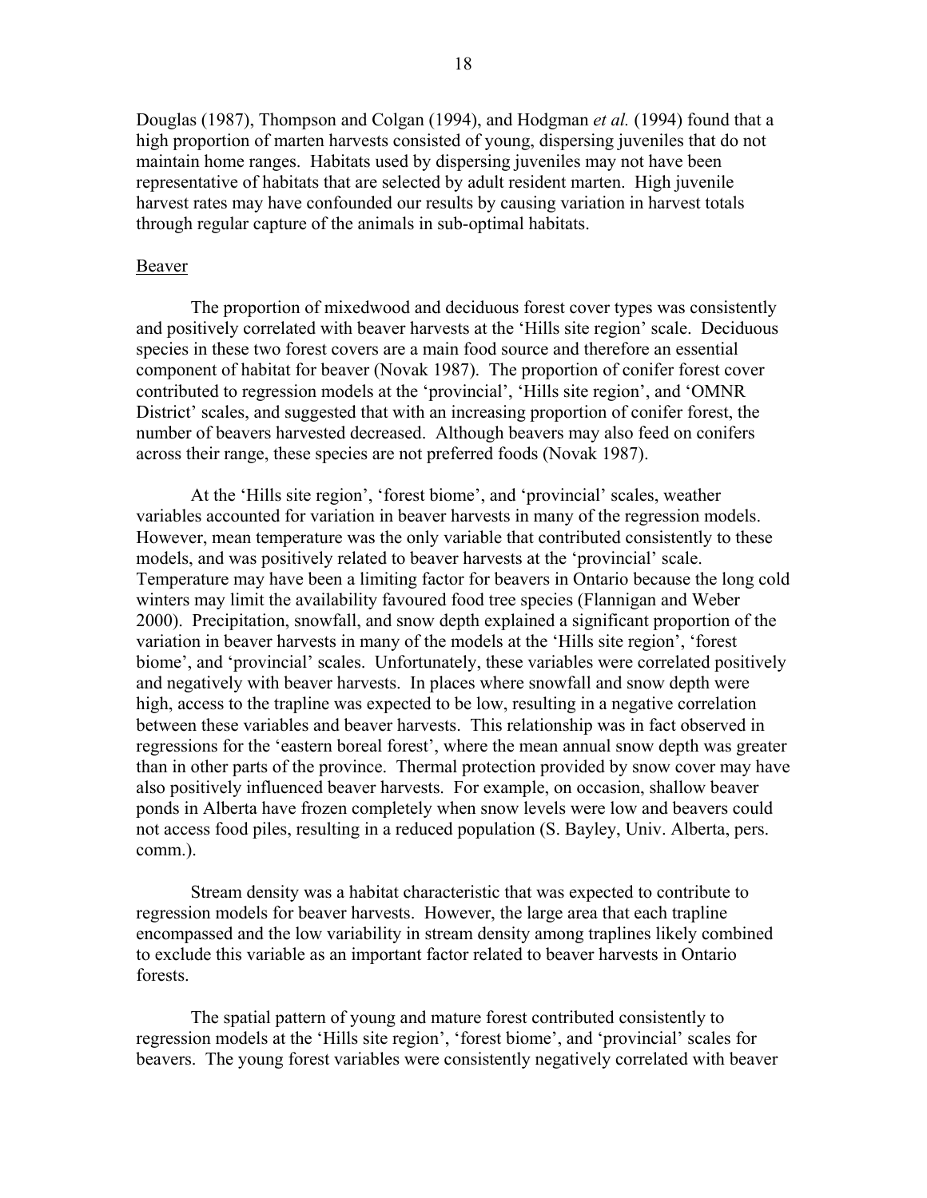Douglas (1987), Thompson and Colgan (1994), and Hodgman *et al.* (1994) found that a high proportion of marten harvests consisted of young, dispersing juveniles that do not maintain home ranges. Habitats used by dispersing juveniles may not have been representative of habitats that are selected by adult resident marten. High juvenile harvest rates may have confounded our results by causing variation in harvest totals through regular capture of the animals in sub-optimal habitats.

## Beaver

The proportion of mixedwood and deciduous forest cover types was consistently and positively correlated with beaver harvests at the 'Hills site region' scale. Deciduous species in these two forest covers are a main food source and therefore an essential component of habitat for beaver (Novak 1987). The proportion of conifer forest cover contributed to regression models at the 'provincial', 'Hills site region', and 'OMNR District' scales, and suggested that with an increasing proportion of conifer forest, the number of beavers harvested decreased. Although beavers may also feed on conifers across their range, these species are not preferred foods (Novak 1987).

At the 'Hills site region', 'forest biome', and 'provincial' scales, weather variables accounted for variation in beaver harvests in many of the regression models. However, mean temperature was the only variable that contributed consistently to these models, and was positively related to beaver harvests at the 'provincial' scale. Temperature may have been a limiting factor for beavers in Ontario because the long cold winters may limit the availability favoured food tree species (Flannigan and Weber 2000). Precipitation, snowfall, and snow depth explained a significant proportion of the variation in beaver harvests in many of the models at the 'Hills site region', 'forest biome', and 'provincial' scales. Unfortunately, these variables were correlated positively and negatively with beaver harvests. In places where snowfall and snow depth were high, access to the trapline was expected to be low, resulting in a negative correlation between these variables and beaver harvests. This relationship was in fact observed in regressions for the 'eastern boreal forest', where the mean annual snow depth was greater than in other parts of the province. Thermal protection provided by snow cover may have also positively influenced beaver harvests. For example, on occasion, shallow beaver ponds in Alberta have frozen completely when snow levels were low and beavers could not access food piles, resulting in a reduced population (S. Bayley, Univ. Alberta, pers. comm.).

Stream density was a habitat characteristic that was expected to contribute to regression models for beaver harvests. However, the large area that each trapline encompassed and the low variability in stream density among traplines likely combined to exclude this variable as an important factor related to beaver harvests in Ontario forests.

The spatial pattern of young and mature forest contributed consistently to regression models at the 'Hills site region', 'forest biome', and 'provincial' scales for beavers. The young forest variables were consistently negatively correlated with beaver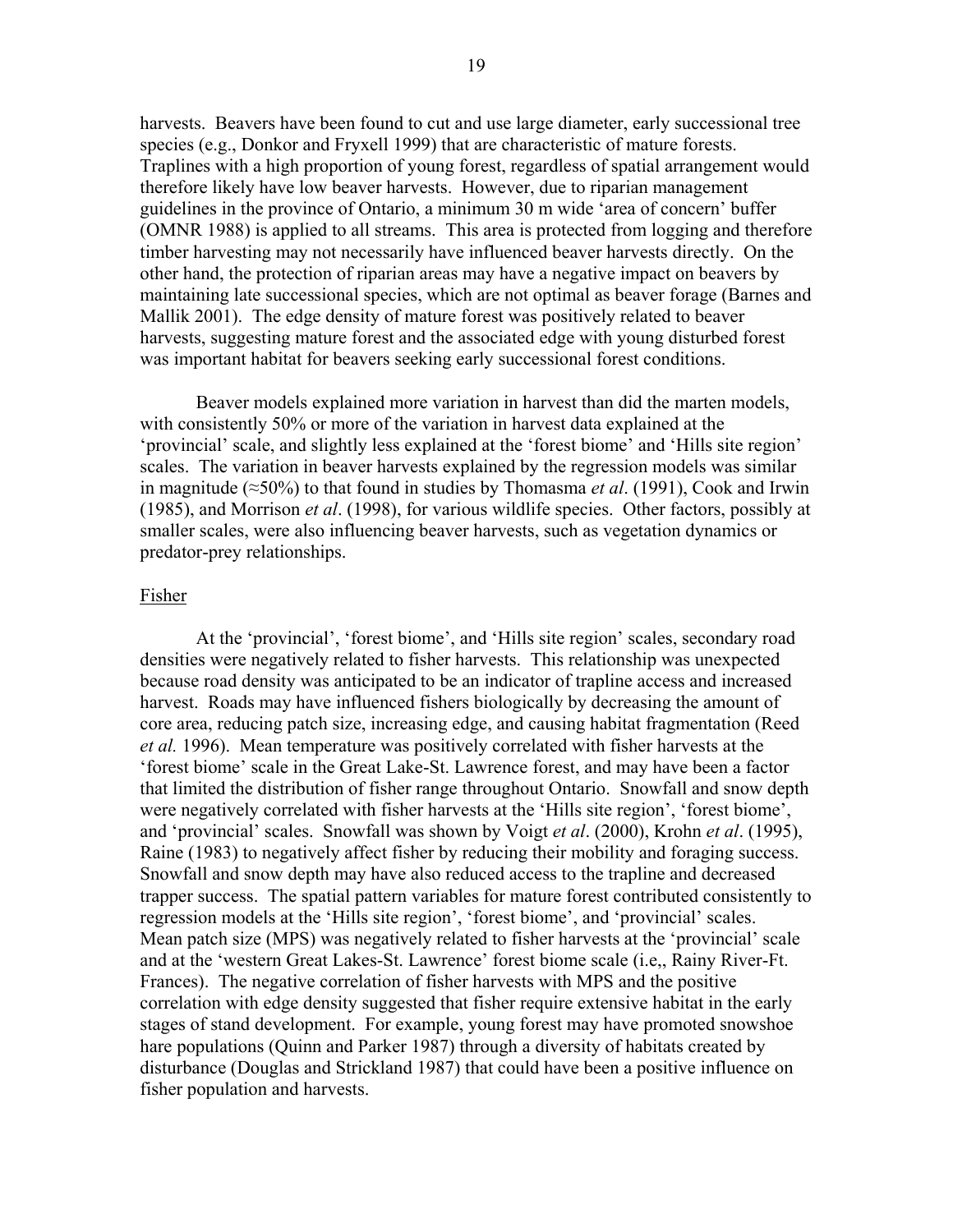harvests. Beavers have been found to cut and use large diameter, early successional tree species (e.g., Donkor and Fryxell 1999) that are characteristic of mature forests. Traplines with a high proportion of young forest, regardless of spatial arrangement would therefore likely have low beaver harvests. However, due to riparian management guidelines in the province of Ontario, a minimum 30 m wide 'area of concern' buffer (OMNR 1988) is applied to all streams. This area is protected from logging and therefore timber harvesting may not necessarily have influenced beaver harvests directly. On the other hand, the protection of riparian areas may have a negative impact on beavers by maintaining late successional species, which are not optimal as beaver forage (Barnes and Mallik 2001). The edge density of mature forest was positively related to beaver harvests, suggesting mature forest and the associated edge with young disturbed forest was important habitat for beavers seeking early successional forest conditions.

Beaver models explained more variation in harvest than did the marten models, with consistently 50% or more of the variation in harvest data explained at the 'provincial' scale, and slightly less explained at the 'forest biome' and 'Hills site region' scales. The variation in beaver harvests explained by the regression models was similar in magnitude (≈50%) to that found in studies by Thomasma *et al*. (1991), Cook and Irwin (1985), and Morrison *et al*. (1998), for various wildlife species. Other factors, possibly at smaller scales, were also influencing beaver harvests, such as vegetation dynamics or predator-prey relationships.

Fisher

At the 'provincial', 'forest biome', and 'Hills site region' scales, secondary road densities were negatively related to fisher harvests. This relationship was unexpected because road density was anticipated to be an indicator of trapline access and increased harvest. Roads may have influenced fishers biologically by decreasing the amount of core area, reducing patch size, increasing edge, and causing habitat fragmentation (Reed *et al.* 1996). Mean temperature was positively correlated with fisher harvests at the 'forest biome' scale in the Great Lake-St. Lawrence forest, and may have been a factor that limited the distribution of fisher range throughout Ontario. Snowfall and snow depth were negatively correlated with fisher harvests at the 'Hills site region', 'forest biome', and 'provincial' scales. Snowfall was shown by Voigt *et al*. (2000), Krohn *et al*. (1995), Raine (1983) to negatively affect fisher by reducing their mobility and foraging success. Snowfall and snow depth may have also reduced access to the trapline and decreased trapper success. The spatial pattern variables for mature forest contributed consistently to regression models at the 'Hills site region', 'forest biome', and 'provincial' scales. Mean patch size (MPS) was negatively related to fisher harvests at the 'provincial' scale and at the 'western Great Lakes-St. Lawrence' forest biome scale (i.e,, Rainy River-Ft. Frances). The negative correlation of fisher harvests with MPS and the positive correlation with edge density suggested that fisher require extensive habitat in the early stages of stand development. For example, young forest may have promoted snowshoe hare populations (Quinn and Parker 1987) through a diversity of habitats created by disturbance (Douglas and Strickland 1987) that could have been a positive influence on fisher population and harvests.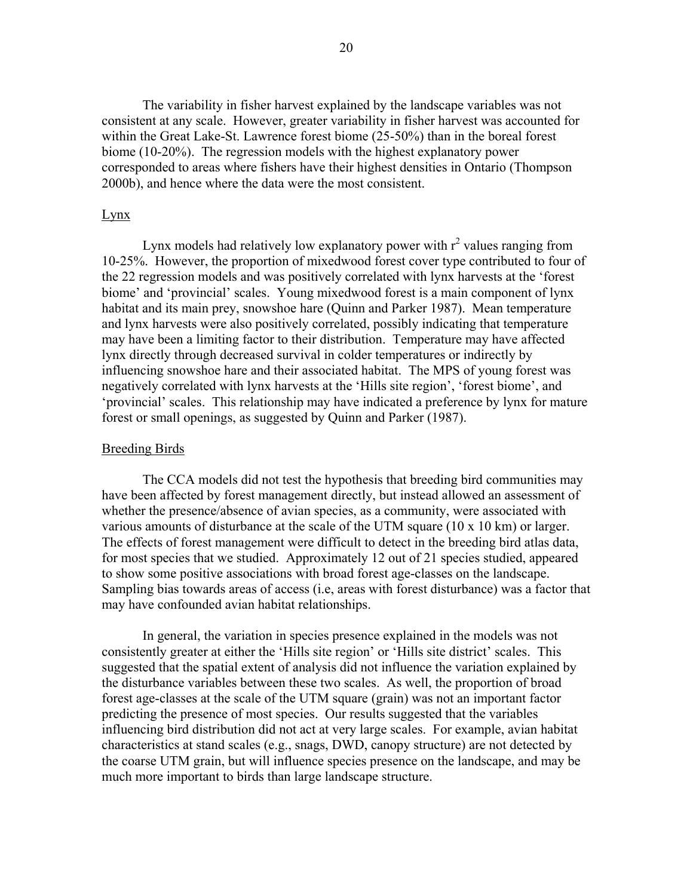The variability in fisher harvest explained by the landscape variables was not consistent at any scale. However, greater variability in fisher harvest was accounted for within the Great Lake-St. Lawrence forest biome (25-50%) than in the boreal forest biome (10-20%). The regression models with the highest explanatory power corresponded to areas where fishers have their highest densities in Ontario (Thompson 2000b), and hence where the data were the most consistent.

### Lynx

Lynx models had relatively low explanatory power with $r^2$ values ranging from 10-25%. However, the proportion of mixedwood forest cover type contributed to four of the 22 regression models and was positively correlated with lynx harvests at the 'forest biome' and 'provincial' scales. Young mixedwood forest is a main component of lynx habitat and its main prey, snowshoe hare (Quinn and Parker 1987). Mean temperature and lynx harvests were also positively correlated, possibly indicating that temperature may have been a limiting factor to their distribution. Temperature may have affected lynx directly through decreased survival in colder temperatures or indirectly by influencing snowshoe hare and their associated habitat. The MPS of young forest was negatively correlated with lynx harvests at the 'Hills site region', 'forest biome', and 'provincial' scales. This relationship may have indicated a preference by lynx for mature forest or small openings, as suggested by Quinn and Parker (1987).

### Breeding Birds

The CCA models did not test the hypothesis that breeding bird communities may have been affected by forest management directly, but instead allowed an assessment of whether the presence/absence of avian species, as a community, were associated with various amounts of disturbance at the scale of the UTM square (10 x 10 km) or larger. The effects of forest management were difficult to detect in the breeding bird atlas data, for most species that we studied. Approximately 12 out of 21 species studied, appeared to show some positive associations with broad forest age-classes on the landscape. Sampling bias towards areas of access (i.e, areas with forest disturbance) was a factor that may have confounded avian habitat relationships.

In general, the variation in species presence explained in the models was not consistently greater at either the 'Hills site region' or 'Hills site district' scales. This suggested that the spatial extent of analysis did not influence the variation explained by the disturbance variables between these two scales. As well, the proportion of broad forest age-classes at the scale of the UTM square (grain) was not an important factor predicting the presence of most species. Our results suggested that the variables influencing bird distribution did not act at very large scales. For example, avian habitat characteristics at stand scales (e.g., snags, DWD, canopy structure) are not detected by the coarse UTM grain, but will influence species presence on the landscape, and may be much more important to birds than large landscape structure.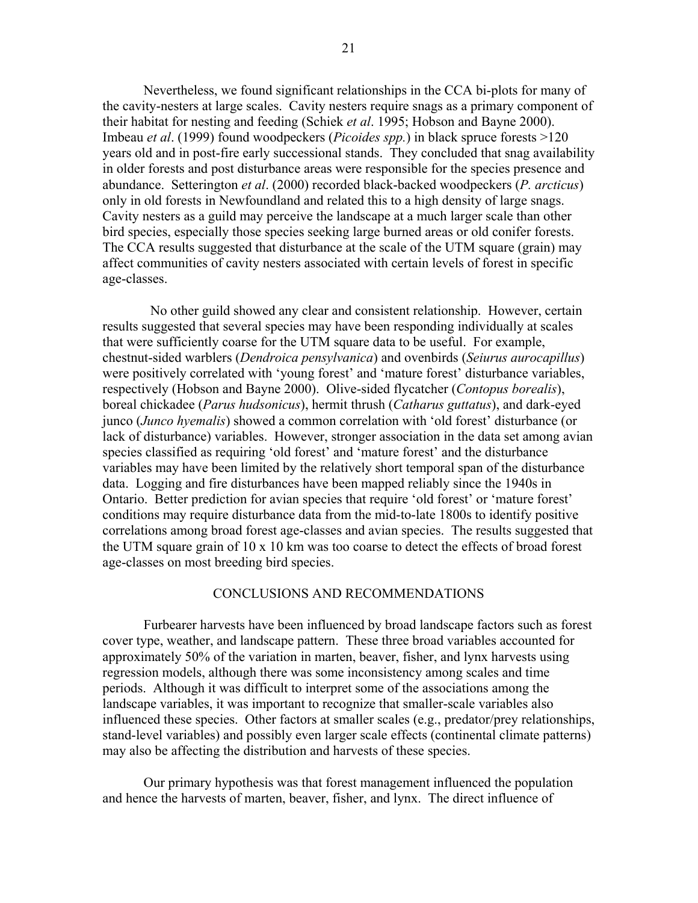Nevertheless, we found significant relationships in the CCA bi-plots for many of the cavity-nesters at large scales. Cavity nesters require snags as a primary component of their habitat for nesting and feeding (Schiek *et al*. 1995; Hobson and Bayne 2000). Imbeau *et al*. (1999) found woodpeckers (*Picoides spp.*) in black spruce forests >120 years old and in post-fire early successional stands. They concluded that snag availability in older forests and post disturbance areas were responsible for the species presence and abundance. Setterington *et al*. (2000) recorded black-backed woodpeckers (*P. arcticus*) only in old forests in Newfoundland and related this to a high density of large snags. Cavity nesters as a guild may perceive the landscape at a much larger scale than other bird species, especially those species seeking large burned areas or old conifer forests. The CCA results suggested that disturbance at the scale of the UTM square (grain) may affect communities of cavity nesters associated with certain levels of forest in specific age-classes.

No other guild showed any clear and consistent relationship. However, certain results suggested that several species may have been responding individually at scales that were sufficiently coarse for the UTM square data to be useful. For example, chestnut-sided warblers (*Dendroica pensylvanica*) and ovenbirds (*Seiurus aurocapillus*) were positively correlated with 'young forest' and 'mature forest' disturbance variables, respectively (Hobson and Bayne 2000). Olive-sided flycatcher (*Contopus borealis*), boreal chickadee (*Parus hudsonicus*), hermit thrush (*Catharus guttatus*), and dark-eyed junco (*Junco hyemalis*) showed a common correlation with 'old forest' disturbance (or lack of disturbance) variables. However, stronger association in the data set among avian species classified as requiring 'old forest' and 'mature forest' and the disturbance variables may have been limited by the relatively short temporal span of the disturbance data. Logging and fire disturbances have been mapped reliably since the 1940s in Ontario. Better prediction for avian species that require 'old forest' or 'mature forest' conditions may require disturbance data from the mid-to-late 1800s to identify positive correlations among broad forest age-classes and avian species. The results suggested that the UTM square grain of 10 x 10 km was too coarse to detect the effects of broad forest age-classes on most breeding bird species.

## CONCLUSIONS AND RECOMMENDATIONS

Furbearer harvests have been influenced by broad landscape factors such as forest cover type, weather, and landscape pattern. These three broad variables accounted for approximately 50% of the variation in marten, beaver, fisher, and lynx harvests using regression models, although there was some inconsistency among scales and time periods. Although it was difficult to interpret some of the associations among the landscape variables, it was important to recognize that smaller-scale variables also influenced these species. Other factors at smaller scales (e.g., predator/prey relationships, stand-level variables) and possibly even larger scale effects (continental climate patterns) may also be affecting the distribution and harvests of these species.

Our primary hypothesis was that forest management influenced the population and hence the harvests of marten, beaver, fisher, and lynx. The direct influence of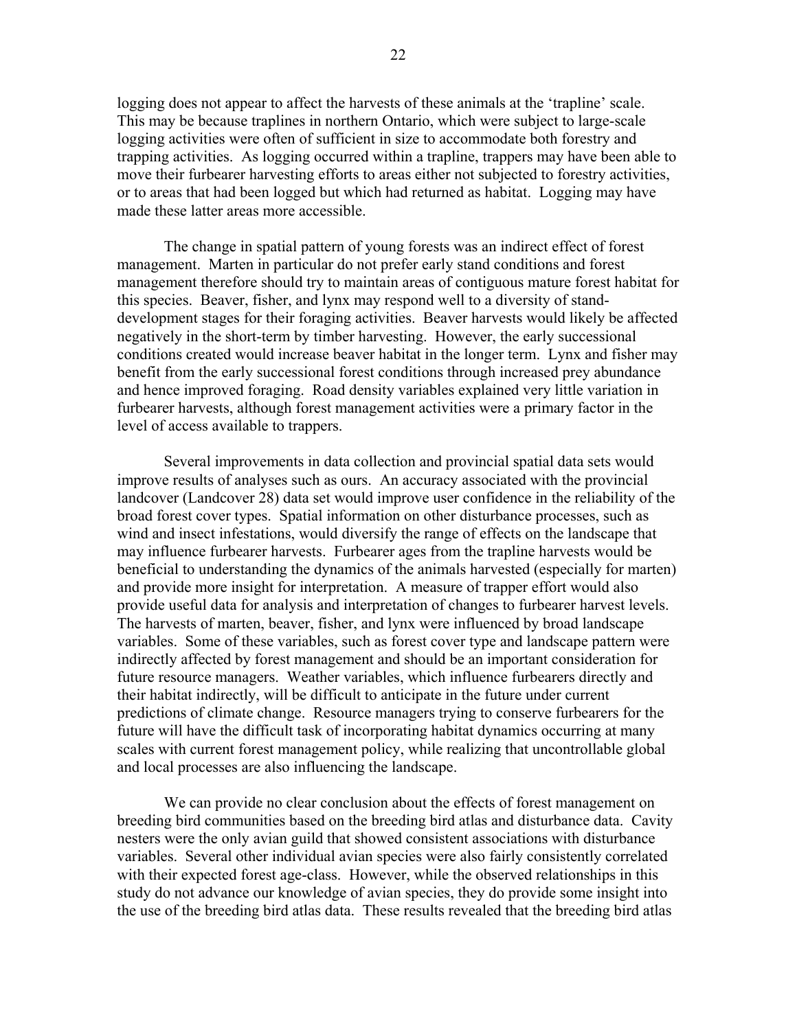logging does not appear to affect the harvests of these animals at the 'trapline' scale. This may be because traplines in northern Ontario, which were subject to large-scale logging activities were often of sufficient in size to accommodate both forestry and trapping activities. As logging occurred within a trapline, trappers may have been able to move their furbearer harvesting efforts to areas either not subjected to forestry activities, or to areas that had been logged but which had returned as habitat. Logging may have made these latter areas more accessible.

The change in spatial pattern of young forests was an indirect effect of forest management. Marten in particular do not prefer early stand conditions and forest management therefore should try to maintain areas of contiguous mature forest habitat for this species. Beaver, fisher, and lynx may respond well to a diversity of stand-development stages for their foraging activities. Beaver harvests would likely be affected negatively in the short-term by timber harvesting. However, the early successional conditions created would increase beaver habitat in the longer term. Lynx and fisher may benefit from the early successional forest conditions through increased prey abundance and hence improved foraging. Road density variables explained very little variation in furbearer harvests, although forest management activities were a primary factor in the level of access available to trappers.

Several improvements in data collection and provincial spatial data sets would improve results of analyses such as ours. An accuracy associated with the provincial landcover (Landcover 28) data set would improve user confidence in the reliability of the broad forest cover types. Spatial information on other disturbance processes, such as wind and insect infestations, would diversify the range of effects on the landscape that may influence furbearer harvests. Furbearer ages from the trapline harvests would be beneficial to understanding the dynamics of the animals harvested (especially for marten) and provide more insight for interpretation. A measure of trapper effort would also provide useful data for analysis and interpretation of changes to furbearer harvest levels. The harvests of marten, beaver, fisher, and lynx were influenced by broad landscape variables. Some of these variables, such as forest cover type and landscape pattern were indirectly affected by forest management and should be an important consideration for future resource managers. Weather variables, which influence furbearers directly and their habitat indirectly, will be difficult to anticipate in the future under current predictions of climate change. Resource managers trying to conserve furbearers for the future will have the difficult task of incorporating habitat dynamics occurring at many scales with current forest management policy, while realizing that uncontrollable global and local processes are also influencing the landscape.

We can provide no clear conclusion about the effects of forest management on breeding bird communities based on the breeding bird atlas and disturbance data. Cavity nesters were the only avian guild that showed consistent associations with disturbance variables. Several other individual avian species were also fairly consistently correlated with their expected forest age-class. However, while the observed relationships in this study do not advance our knowledge of avian species, they do provide some insight into the use of the breeding bird atlas data. These results revealed that the breeding bird atlas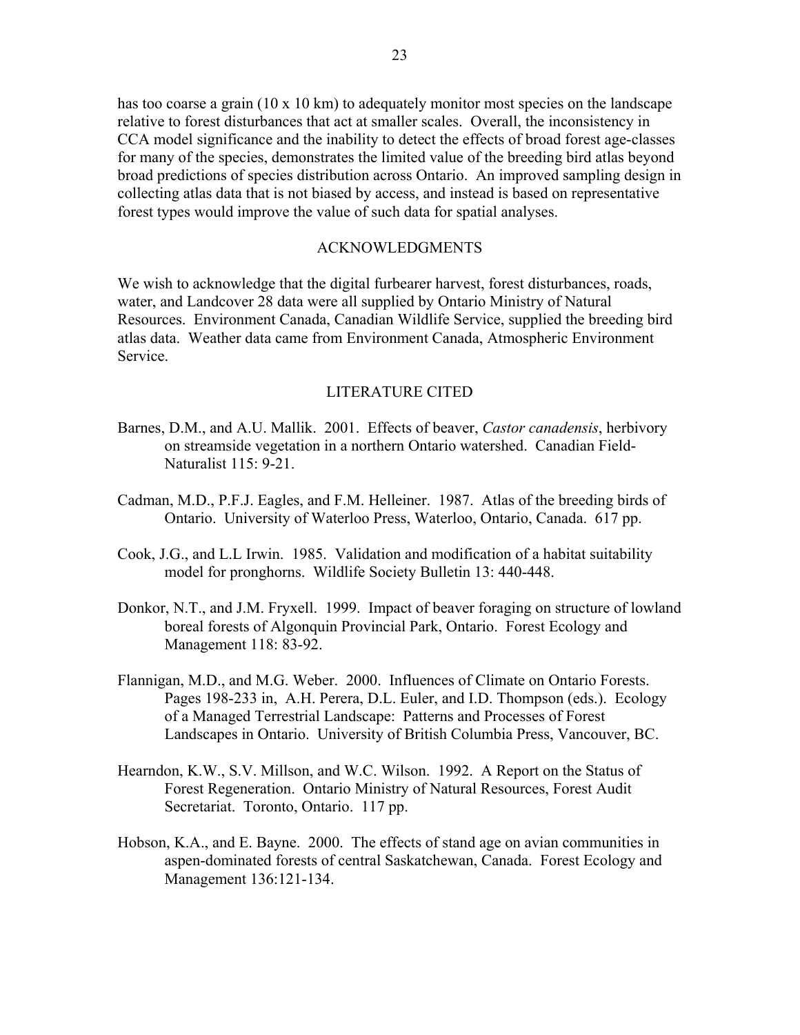has too coarse a grain (10 x 10 km) to adequately monitor most species on the landscape relative to forest disturbances that act at smaller scales. Overall, the inconsistency in CCA model significance and the inability to detect the effects of broad forest age-classes for many of the species, demonstrates the limited value of the breeding bird atlas beyond broad predictions of species distribution across Ontario. An improved sampling design in collecting atlas data that is not biased by access, and instead is based on representative forest types would improve the value of such data for spatial analyses.

## ACKNOWLEDGMENTS

We wish to acknowledge that the digital furbearer harvest, forest disturbances, roads, water, and Landcover 28 data were all supplied by Ontario Ministry of Natural Resources. Environment Canada, Canadian Wildlife Service, supplied the breeding bird atlas data. Weather data came from Environment Canada, Atmospheric Environment Service.

## LITERATURE CITED

Barnes, D.M., and A.U. Mallik. 2001. Effects of beaver, *Castor canadensis*, herbivory on streamside vegetation in a northern Ontario watershed. Canadian Field-Naturalist 115: 9-21.

Cadman, M.D., P.F.J. Eagles, and F.M. Helleiner. 1987. Atlas of the breeding birds of Ontario. University of Waterloo Press, Waterloo, Ontario, Canada. 617 pp.

Cook, J.G., and L.L Irwin. 1985. Validation and modification of a habitat suitability model for pronghorns. Wildlife Society Bulletin 13: 440-448.

Donkor, N.T., and J.M. Fryxell. 1999. Impact of beaver foraging on structure of lowland boreal forests of Algonquin Provincial Park, Ontario. Forest Ecology and Management 118: 83-92.

Flannigan, M.D., and M.G. Weber. 2000. Influences of Climate on Ontario Forests. Pages 198-233 in, A.H. Perera, D.L. Euler, and I.D. Thompson (eds.). Ecology of a Managed Terrestrial Landscape: Patterns and Processes of Forest Landscapes in Ontario. University of British Columbia Press, Vancouver, BC.

Hearndon, K.W., S.V. Millson, and W.C. Wilson. 1992. A Report on the Status of Forest Regeneration. Ontario Ministry of Natural Resources, Forest Audit Secretariat. Toronto, Ontario. 117 pp.

Hobson, K.A., and E. Bayne. 2000. The effects of stand age on avian communities in aspen-dominated forests of central Saskatchewan, Canada. Forest Ecology and Management 136:121-134.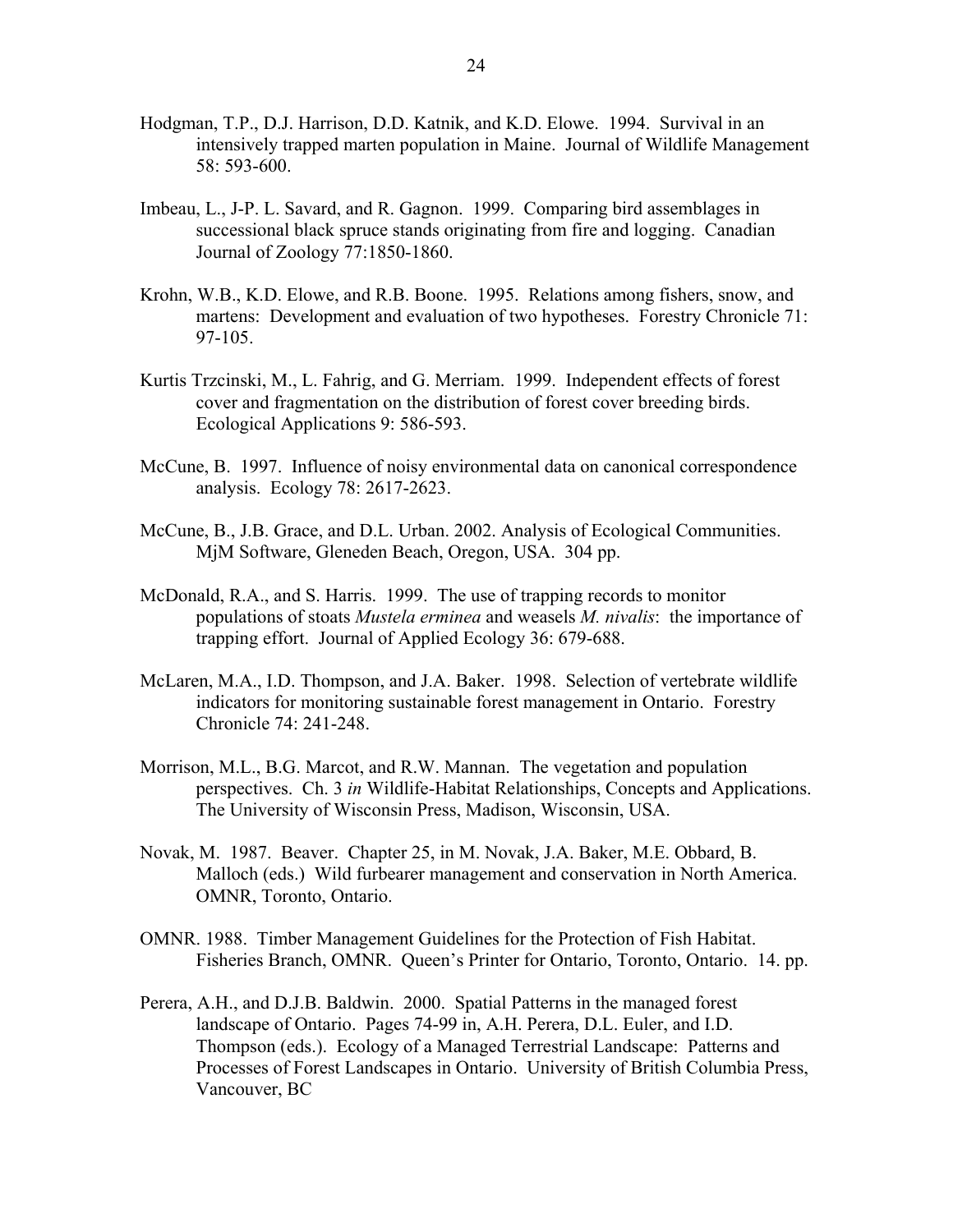Hodgman, T.P., D.J. Harrison, D.D. Katnik, and K.D. Elowe. 1994. Survival in an intensively trapped marten population in Maine. Journal of Wildlife Management 58: 593-600.

Imbeau, L., J-P. L. Savard, and R. Gagnon. 1999. Comparing bird assemblages in successional black spruce stands originating from fire and logging. Canadian Journal of Zoology 77:1850-1860.

Krohn, W.B., K.D. Elowe, and R.B. Boone. 1995. Relations among fishers, snow, and martens: Development and evaluation of two hypotheses. Forestry Chronicle 71: 97-105.

Kurtis Trzcinski, M., L. Fahrig, and G. Merriam. 1999. Independent effects of forest cover and fragmentation on the distribution of forest cover breeding birds. Ecological Applications 9: 586-593.

McCune, B. 1997. Influence of noisy environmental data on canonical correspondence analysis. Ecology 78: 2617-2623.

McCune, B., J.B. Grace, and D.L. Urban. 2002. Analysis of Ecological Communities. MjM Software, Gleneden Beach, Oregon, USA. 304 pp.

McDonald, R.A., and S. Harris. 1999. The use of trapping records to monitor populations of stoats *Mustela erminea* and weasels *M. nivalis*: the importance of trapping effort. Journal of Applied Ecology 36: 679-688.

McLaren, M.A., I.D. Thompson, and J.A. Baker. 1998. Selection of vertebrate wildlife indicators for monitoring sustainable forest management in Ontario. Forestry Chronicle 74: 241-248.

Morrison, M.L., B.G. Marcot, and R.W. Mannan. The vegetation and population perspectives. Ch. 3 *in* Wildlife-Habitat Relationships, Concepts and Applications. The University of Wisconsin Press, Madison, Wisconsin, USA.

Novak, M. 1987. Beaver. Chapter 25, in M. Novak, J.A. Baker, M.E. Obbard, B. Malloch (eds.) Wild furbearer management and conservation in North America. OMNR, Toronto, Ontario.

OMNR. 1988. Timber Management Guidelines for the Protection of Fish Habitat. Fisheries Branch, OMNR. Queen's Printer for Ontario, Toronto, Ontario. 14. pp.

Perera, A.H., and D.J.B. Baldwin. 2000. Spatial Patterns in the managed forest landscape of Ontario. Pages 74-99 in, A.H. Perera, D.L. Euler, and I.D. Thompson (eds.). Ecology of a Managed Terrestrial Landscape: Patterns and Processes of Forest Landscapes in Ontario. University of British Columbia Press, Vancouver, BC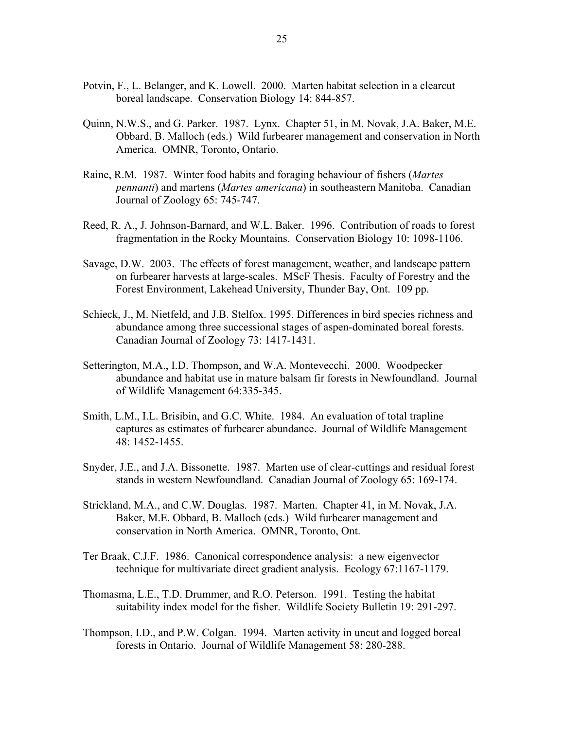Potvin, F., L. Belanger, and K. Lowell. 2000. Marten habitat selection in a clearcut boreal landscape. Conservation Biology 14: 844-857.

Quinn, N.W.S., and G. Parker. 1987. Lynx. Chapter 51, in M. Novak, J.A. Baker, M.E. Obbard, B. Malloch (eds.) Wild furbearer management and conservation in North America. OMNR, Toronto, Ontario.

Raine, R.M. 1987. Winter food habits and foraging behaviour of fishers (*Martes pennanti*) and martens (*Martes americana*) in southeastern Manitoba. Canadian Journal of Zoology 65: 745-747.

Reed, R. A., J. Johnson-Barnard, and W.L. Baker. 1996. Contribution of roads to forest fragmentation in the Rocky Mountains. Conservation Biology 10: 1098-1106.

Savage, D.W. 2003. The effects of forest management, weather, and landscape pattern on furbearer harvests at large-scales. MScF Thesis. Faculty of Forestry and the Forest Environment, Lakehead University, Thunder Bay, Ont. 109 pp.

Schieck, J., M. Nietfeld, and J.B. Stelfox. 1995. Differences in bird species richness and abundance among three successional stages of aspen-dominated boreal forests. Canadian Journal of Zoology 73: 1417-1431.

Setterington, M.A., I.D. Thompson, and W.A. Montevecchi. 2000. Woodpecker abundance and habitat use in mature balsam fir forests in Newfoundland. Journal of Wildlife Management 64:335-345.

Smith, L.M., I.L. Brisibin, and G.C. White. 1984. An evaluation of total trapline captures as estimates of furbearer abundance. Journal of Wildlife Management 48: 1452-1455.

Snyder, J.E., and J.A. Bissonette. 1987. Marten use of clear-cuttings and residual forest stands in western Newfoundland. Canadian Journal of Zoology 65: 169-174.

Strickland, M.A., and C.W. Douglas. 1987. Marten. Chapter 41, in M. Novak, J.A. Baker, M.E. Obbard, B. Malloch (eds.) Wild furbearer management and conservation in North America. OMNR, Toronto, Ont.

Ter Braak, C.J.F. 1986. Canonical correspondence analysis: a new eigenvector technique for multivariate direct gradient analysis. Ecology 67:1167-1179.

Thomasma, L.E., T.D. Drummer, and R.O. Peterson. 1991. Testing the habitat suitability index model for the fisher. Wildlife Society Bulletin 19: 291-297.

Thompson, I.D., and P.W. Colgan. 1994. Marten activity in uncut and logged boreal forests in Ontario. Journal of Wildlife Management 58: 280-288.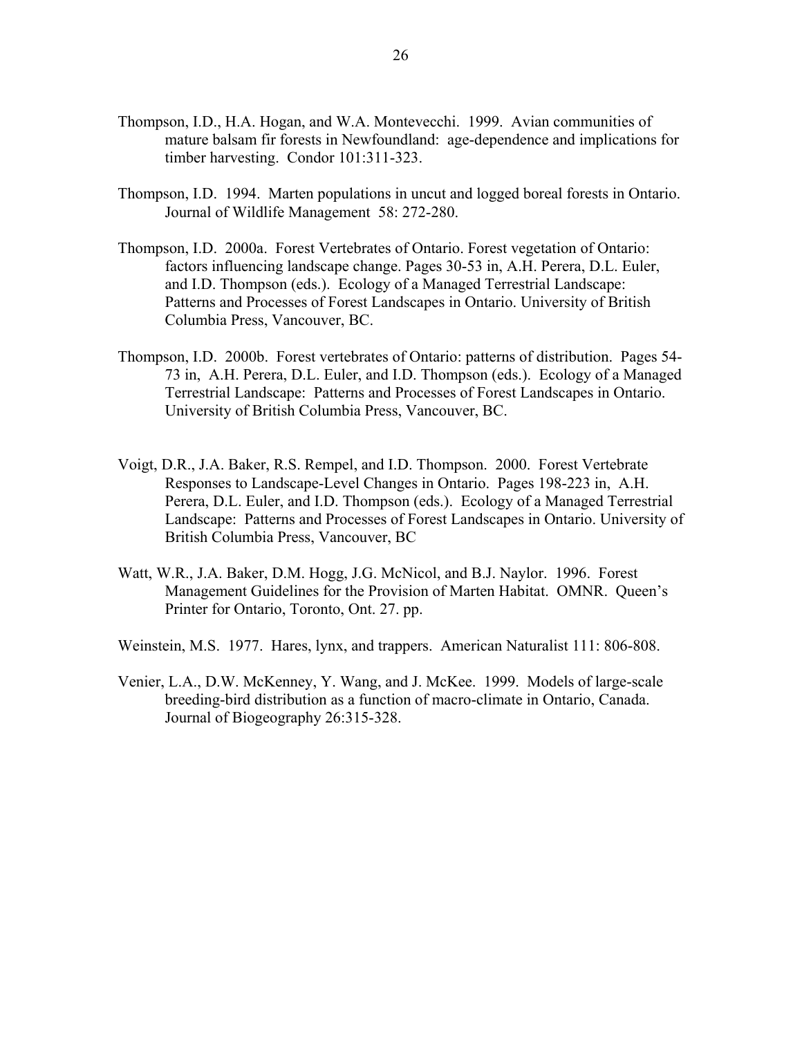Thompson, I.D., H.A. Hogan, and W.A. Montevecchi. 1999. Avian communities of mature balsam fir forests in Newfoundland: age-dependence and implications for timber harvesting. Condor 101:311-323.

Thompson, I.D. 1994. Marten populations in uncut and logged boreal forests in Ontario. Journal of Wildlife Management 58: 272-280.

Thompson, I.D. 2000a. Forest Vertebrates of Ontario. Forest vegetation of Ontario: factors influencing landscape change. Pages 30-53 in, A.H. Perera, D.L. Euler, and I.D. Thompson (eds.). Ecology of a Managed Terrestrial Landscape: Patterns and Processes of Forest Landscapes in Ontario. University of British Columbia Press, Vancouver, BC.

Thompson, I.D. 2000b. Forest vertebrates of Ontario: patterns of distribution. Pages 54-73 in, A.H. Perera, D.L. Euler, and I.D. Thompson (eds.). Ecology of a Managed Terrestrial Landscape: Patterns and Processes of Forest Landscapes in Ontario. University of British Columbia Press, Vancouver, BC.

Voigt, D.R., J.A. Baker, R.S. Rempel, and I.D. Thompson. 2000. Forest Vertebrate Responses to Landscape-Level Changes in Ontario. Pages 198-223 in, A.H. Perera, D.L. Euler, and I.D. Thompson (eds.). Ecology of a Managed Terrestrial Landscape: Patterns and Processes of Forest Landscapes in Ontario. University of British Columbia Press, Vancouver, BC

Watt, W.R., J.A. Baker, D.M. Hogg, J.G. McNicol, and B.J. Naylor. 1996. Forest Management Guidelines for the Provision of Marten Habitat. OMNR. Queen's Printer for Ontario, Toronto, Ont. 27. pp.

Weinstein, M.S. 1977. Hares, lynx, and trappers. American Naturalist 111: 806-808.

Venier, L.A., D.W. McKenney, Y. Wang, and J. McKee. 1999. Models of large-scale breeding-bird distribution as a function of macro-climate in Ontario, Canada. Journal of Biogeography 26:315-328.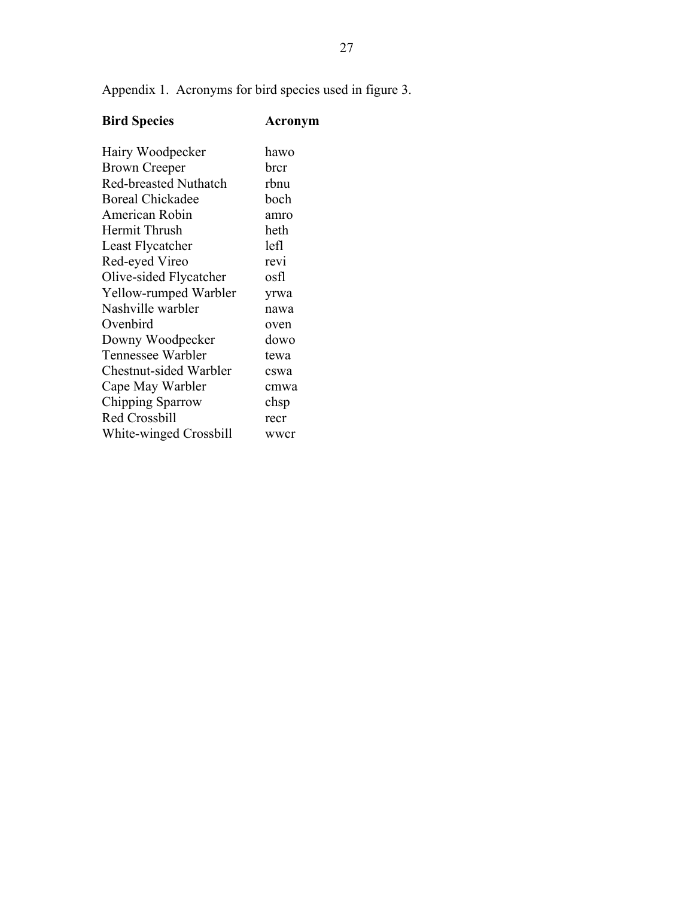Appendix 1. Acronyms for bird species used in figure 3.

| **Bird Species** | **Acronym** |
|---|---|
| Hairy Woodpecker | hawo |
| Brown Creeper | brcr |
| Red-breasted Nuthatch | rbnu |
| Boreal Chickadee | boch |
| American Robin | amro |
| Hermit Thrush | heth |
| Least Flycatcher | lefl |
| Red-eyed Vireo | revi |
| Olive-sided Flycatcher | osfl |
| Yellow-rumped Warbler | yrwa |
| Nashville warbler | nawa |
| Ovenbird | oven |
| Downy Woodpecker | dowo |
| Tennessee Warbler | tewa |
| Chestnut-sided Warbler | cswa |
| Cape May Warbler | cmwa |
| Chipping Sparrow | chsp |
| Red Crossbill | recr |
| White-winged Crossbill | wwcr |